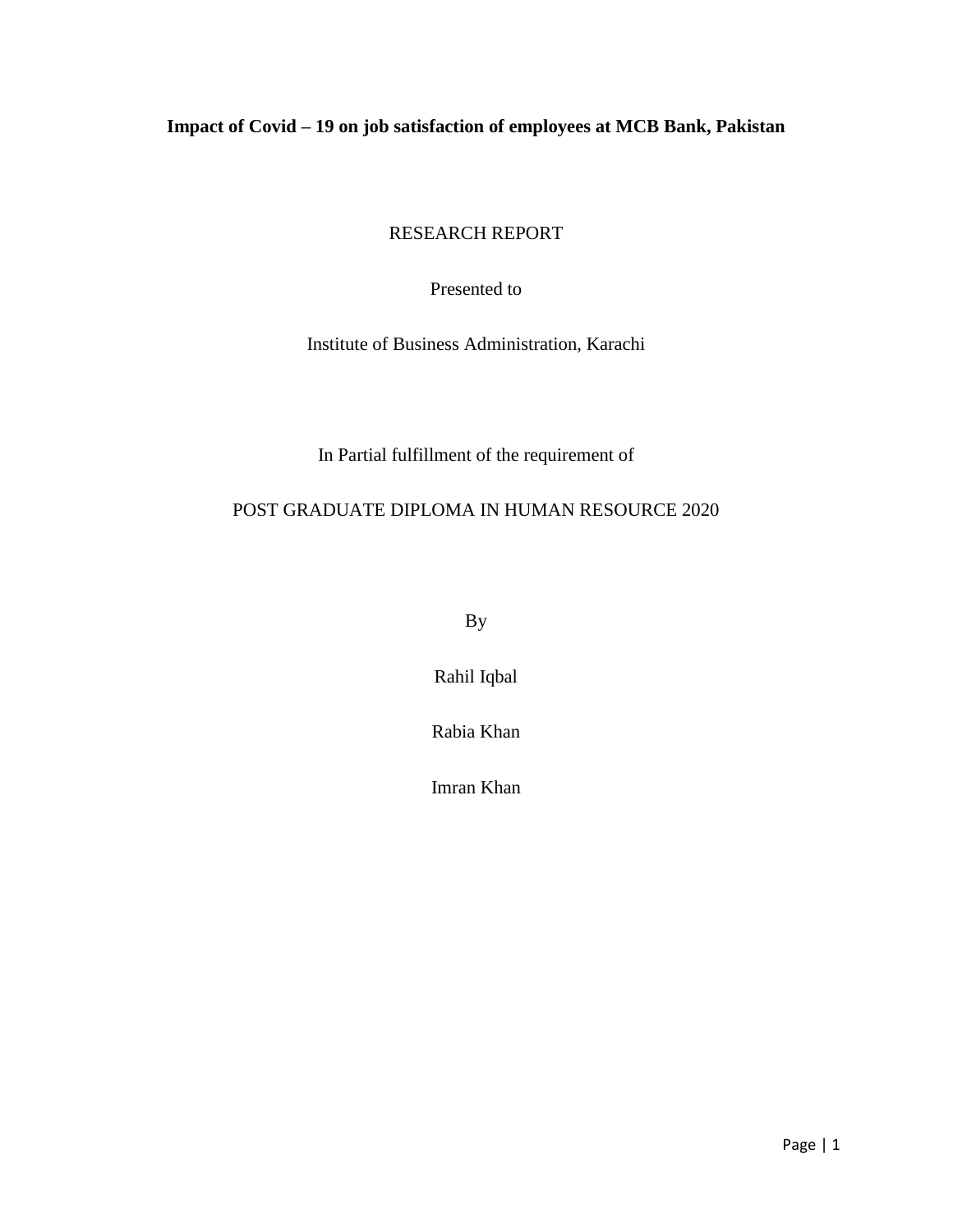# Impact of Covid – 19 on job satisfaction of employees at MCB Bank, Pakistan

RESEARCH REPORT

Presented to

Institute of Business Administration, Karachi

In Partial fulfillment of the requirement of

POST GRADUATE DIPLOMA IN HUMAN RESOURCE 2020

By

Rahil Iqbal

Rabia Khan

Imran Khan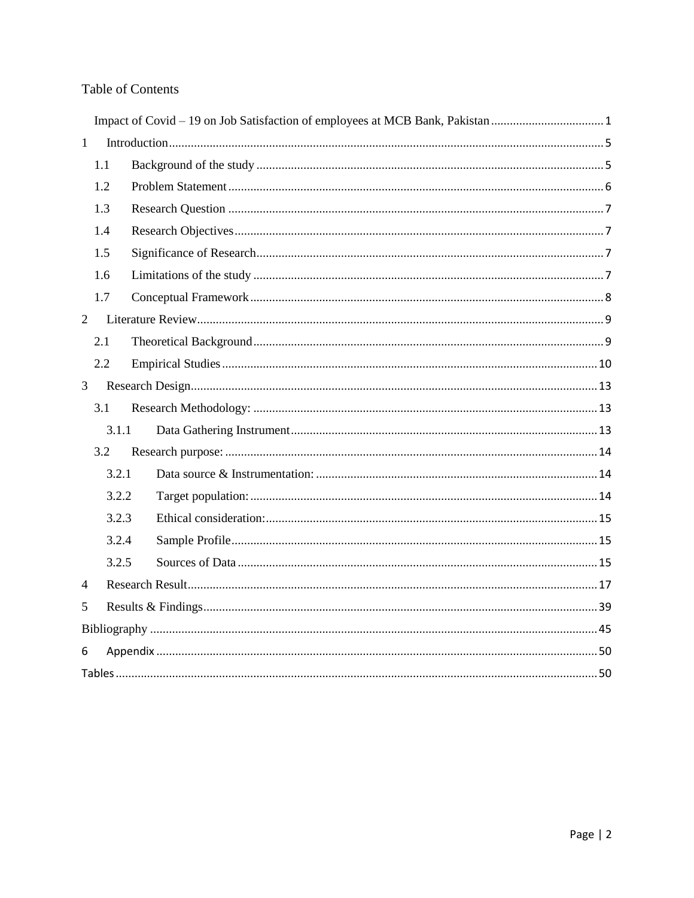## Table of Contents

Impact of Covid – 19 on Job Satisfaction of employees at MCB Bank, Pakistan .................................... 1

1 Introduction ........................................................................................................................ 5

- 1.1 Background of the study ............................................................................................... 5
- 1.2 Problem Statement ....................................................................................................... 6
- 1.3 Research Question ....................................................................................................... 7
- 1.4 Research Objectives ..................................................................................................... 7
- 1.5 Significance of Research .............................................................................................. 7
- 1.6 Limitations of the study ................................................................................................ 7
- 1.7 Conceptual Framework ................................................................................................ 8

2 Literature Review ................................................................................................................ 9

- 2.1 Theoretical Background ................................................................................................ 9
- 2.2 Empirical Studies ......................................................................................................... 10

3 Research Design ................................................................................................................. 13

- 3.1 Research Methodology: ................................................................................................ 13
  - 3.1.1 Data Gathering Instrument ..................................................................................... 13
- 3.2 Research purpose: ........................................................................................................ 14
  - 3.2.1 Data source & Instrumentation: ............................................................................. 14
  - 3.2.2 Target population: ................................................................................................. 14
  - 3.2.3 Ethical consideration: ............................................................................................ 15
  - 3.2.4 Sample Profile ....................................................................................................... 15
  - 3.2.5 Sources of Data ..................................................................................................... 15

4 Research Result .................................................................................................................. 17

5 Results & Findings .............................................................................................................. 39

Bibliography ........................................................................................................................... 45

6 Appendix ............................................................................................................................. 50

Tables ..................................................................................................................................... 50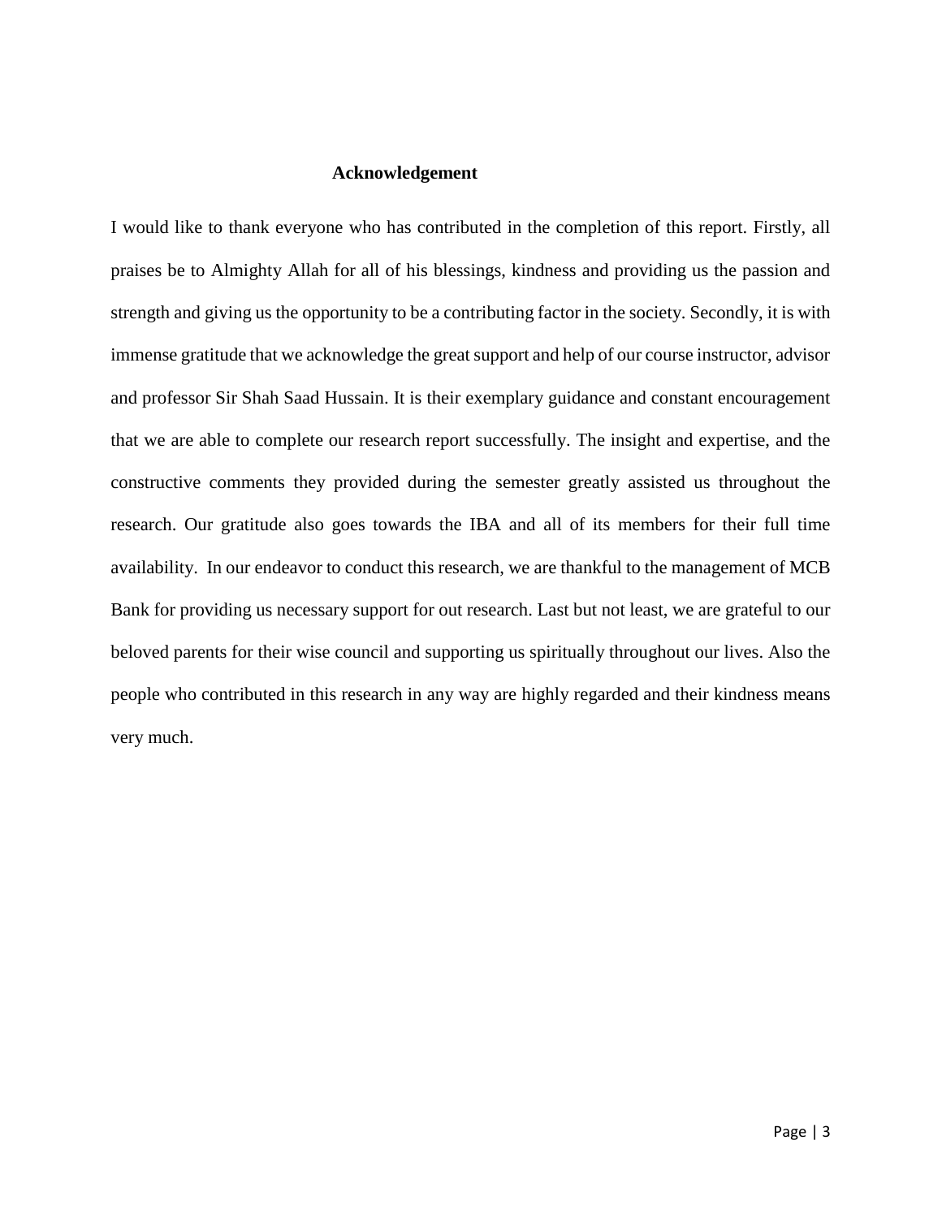# Acknowledgement

I would like to thank everyone who has contributed in the completion of this report. Firstly, all praises be to Almighty Allah for all of his blessings, kindness and providing us the passion and strength and giving us the opportunity to be a contributing factor in the society. Secondly, it is with immense gratitude that we acknowledge the great support and help of our course instructor, advisor and professor Sir Shah Saad Hussain. It is their exemplary guidance and constant encouragement that we are able to complete our research report successfully. The insight and expertise, and the constructive comments they provided during the semester greatly assisted us throughout the research. Our gratitude also goes towards the IBA and all of its members for their full time availability. In our endeavor to conduct this research, we are thankful to the management of MCB Bank for providing us necessary support for out research. Last but not least, we are grateful to our beloved parents for their wise council and supporting us spiritually throughout our lives. Also the people who contributed in this research in any way are highly regarded and their kindness means very much.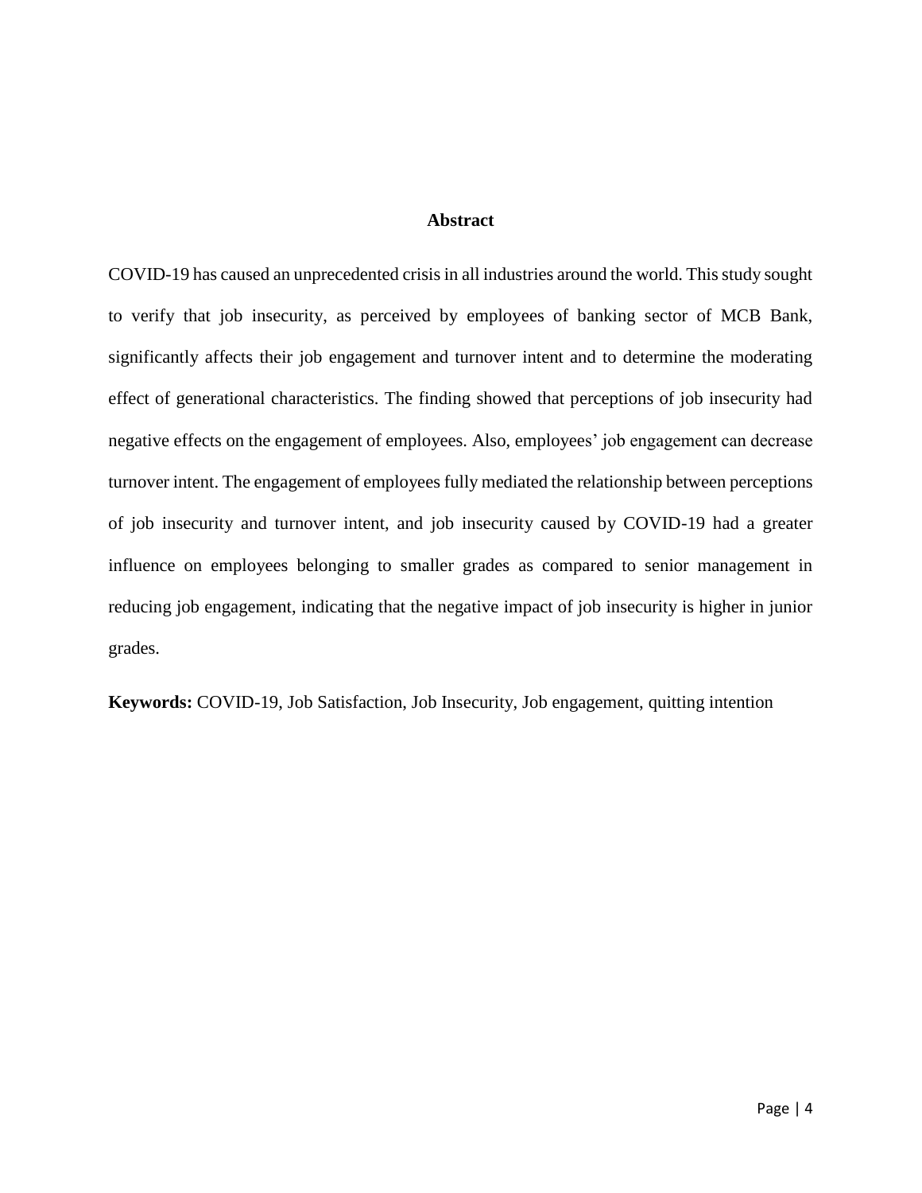## Abstract

COVID-19 has caused an unprecedented crisis in all industries around the world. This study sought to verify that job insecurity, as perceived by employees of banking sector of MCB Bank, significantly affects their job engagement and turnover intent and to determine the moderating effect of generational characteristics. The finding showed that perceptions of job insecurity had negative effects on the engagement of employees. Also, employees' job engagement can decrease turnover intent. The engagement of employees fully mediated the relationship between perceptions of job insecurity and turnover intent, and job insecurity caused by COVID-19 had a greater influence on employees belonging to smaller grades as compared to senior management in reducing job engagement, indicating that the negative impact of job insecurity is higher in junior grades.

**Keywords:** COVID-19, Job Satisfaction, Job Insecurity, Job engagement, quitting intention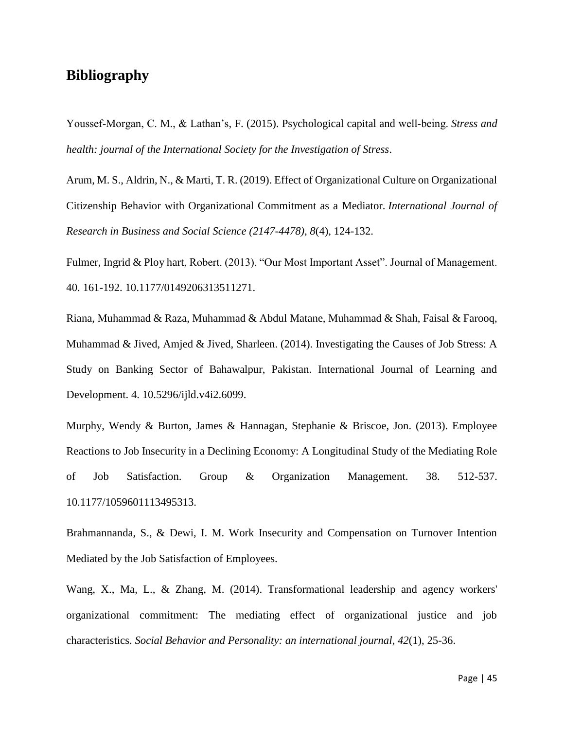## Bibliography

Youssef-Morgan, C. M., & Lathan's, F. (2015). Psychological capital and well-being. *Stress and health: journal of the International Society for the Investigation of Stress*.

Arum, M. S., Aldrin, N., & Marti, T. R. (2019). Effect of Organizational Culture on Organizational Citizenship Behavior with Organizational Commitment as a Mediator. *International Journal of Research in Business and Social Science (2147-4478)*, *8*(4), 124-132.

Fulmer, Ingrid & Ploy hart, Robert. (2013). "Our Most Important Asset". Journal of Management. 40. 161-192. 10.1177/0149206313511271.

Riana, Muhammad & Raza, Muhammad & Abdul Matane, Muhammad & Shah, Faisal & Farooq, Muhammad & Jived, Amjed & Jived, Sharleen. (2014). Investigating the Causes of Job Stress: A Study on Banking Sector of Bahawalpur, Pakistan. International Journal of Learning and Development. 4. 10.5296/ijld.v4i2.6099.

Murphy, Wendy & Burton, James & Hannagan, Stephanie & Briscoe, Jon. (2013). Employee Reactions to Job Insecurity in a Declining Economy: A Longitudinal Study of the Mediating Role of Job Satisfaction. Group & Organization Management. 38. 512-537. 10.1177/1059601113495313.

Brahmannanda, S., & Dewi, I. M. Work Insecurity and Compensation on Turnover Intention Mediated by the Job Satisfaction of Employees.

Wang, X., Ma, L., & Zhang, M. (2014). Transformational leadership and agency workers' organizational commitment: The mediating effect of organizational justice and job characteristics. *Social Behavior and Personality: an international journal*, *42*(1), 25-36.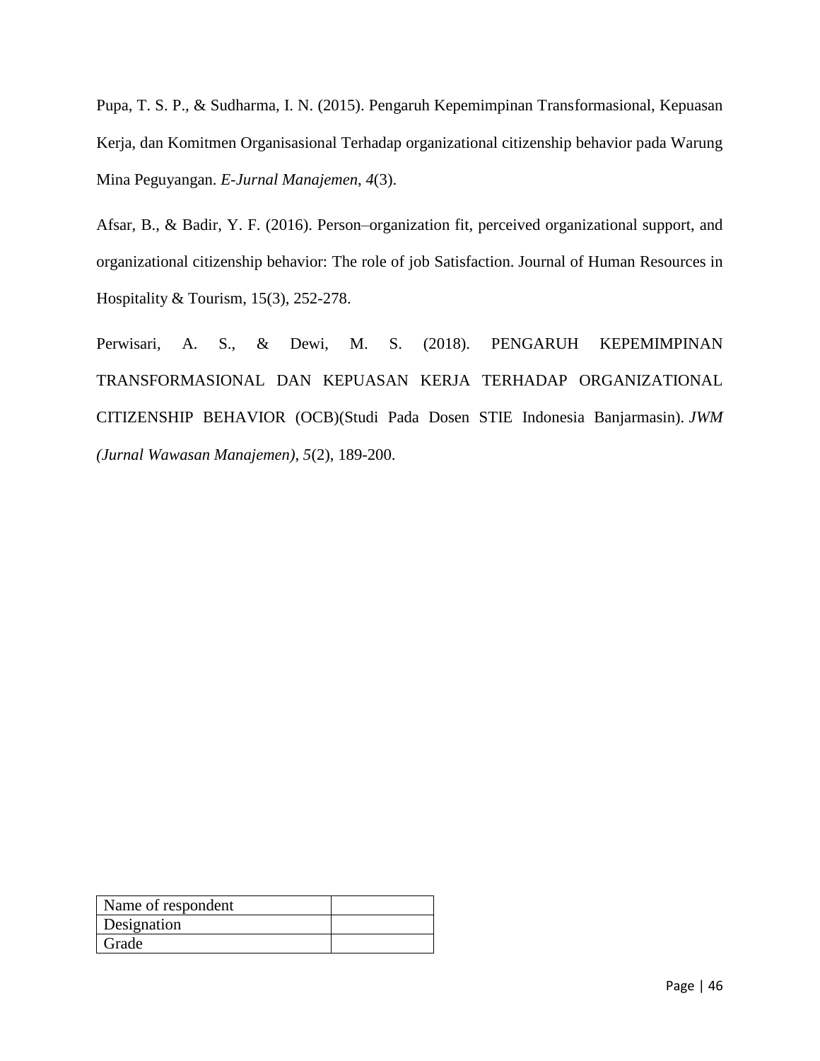Pupa, T. S. P., & Sudharma, I. N. (2015). Pengaruh Kepemimpinan Transformasional, Kepuasan Kerja, dan Komitmen Organisasional Terhadap organizational citizenship behavior pada Warung Mina Peguyangan. *E-Jurnal Manajemen*, *4*(3).

Afsar, B., & Badir, Y. F. (2016). Person–organization fit, perceived organizational support, and organizational citizenship behavior: The role of job Satisfaction. Journal of Human Resources in Hospitality & Tourism, 15(3), 252-278.

Perwisari, A. S., & Dewi, M. S. (2018). PENGARUH KEPEMIMPINAN TRANSFORMASIONAL DAN KEPUASAN KERJA TERHADAP ORGANIZATIONAL CITIZENSHIP BEHAVIOR (OCB)(Studi Pada Dosen STIE Indonesia Banjarmasin). *JWM (Jurnal Wawasan Manajemen)*, *5*(2), 189-200.

| Name of respondent | |
|---|---|
| Designation | |
| Grade | |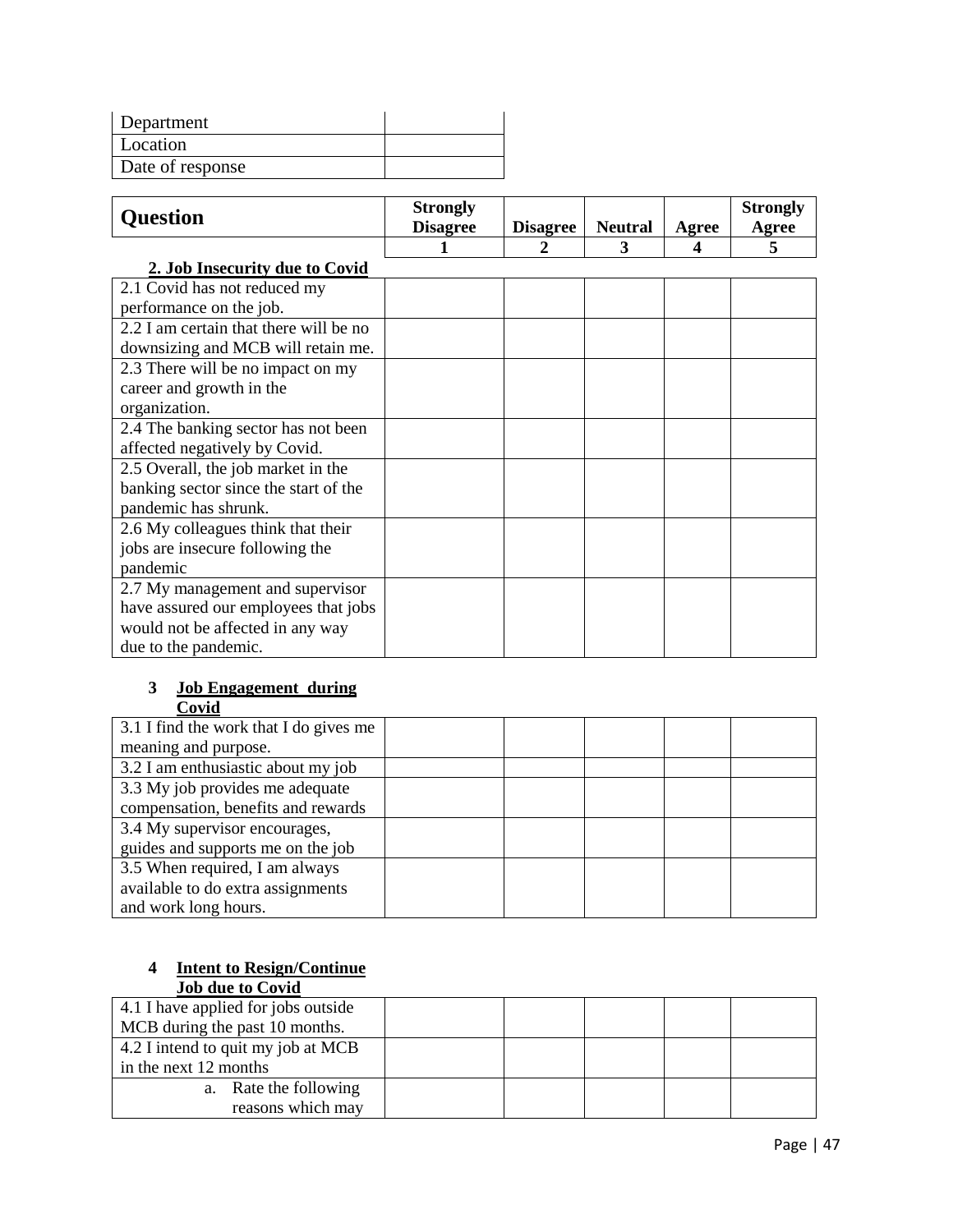| Department | |
|---|---|
| Location | |
| Date of response | |

| Question | Strongly Disagree | Disagree | Neutral | Agree | Strongly Agree |
|---|---|---|---|---|---|
| | 1 | 2 | 3 | 4 | 5 |
| **2. Job Insecurity due to Covid** | | | | | |
| 2.1 Covid has not reduced my performance on the job. | | | | | |
| 2.2 I am certain that there will be no downsizing and MCB will retain me. | | | | | |
| 2.3 There will be no impact on my career and growth in the organization. | | | | | |
| 2.4 The banking sector has not been affected negatively by Covid. | | | | | |
| 2.5 Overall, the job market in the banking sector since the start of the pandemic has shrunk. | | | | | |
| 2.6 My colleagues think that their jobs are insecure following the pandemic | | | | | |
| 2.7 My management and supervisor have assured our employees that jobs would not be affected in any way due to the pandemic. | | | | | |
| **3 Job Engagement during Covid** | | | | | |
| 3.1 I find the work that I do gives me meaning and purpose. | | | | | |
| 3.2 I am enthusiastic about my job | | | | | |
| 3.3 My job provides me adequate compensation, benefits and rewards | | | | | |
| 3.4 My supervisor encourages, guides and supports me on the job | | | | | |
| 3.5 When required, I am always available to do extra assignments and work long hours. | | | | | |
| **4 Intent to Resign/Continue Job due to Covid** | | | | | |
| 4.1 I have applied for jobs outside MCB during the past 10 months. | | | | | |
| 4.2 I intend to quit my job at MCB in the next 12 months | | | | | |
| a. Rate the following reasons which may | | | | | |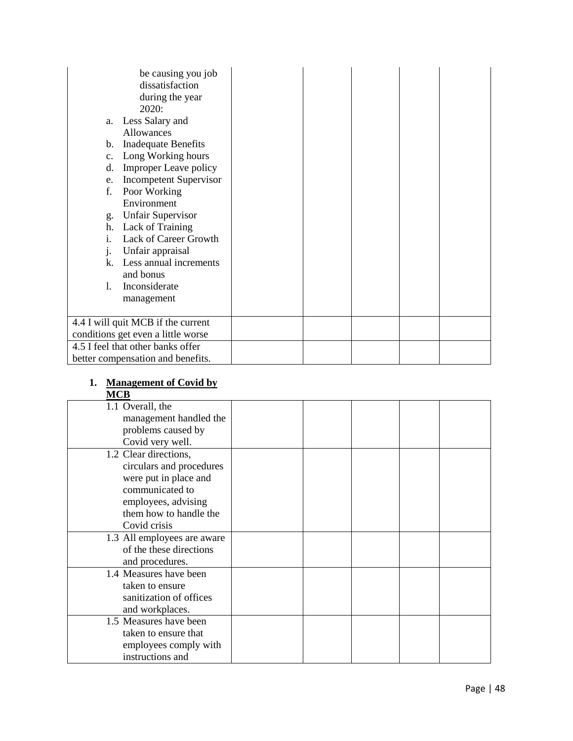| | | | | | |
|---|---|---|---|---|---|
| be causing you job dissatisfaction during the year 2020:<br>a. Less Salary and Allowances<br>b. Inadequate Benefits<br>c. Long Working hours<br>d. Improper Leave policy<br>e. Incompetent Supervisor<br>f. Poor Working Environment<br>g. Unfair Supervisor<br>h. Lack of Training<br>i. Lack of Career Growth<br>j. Unfair appraisal<br>k. Less annual increments and bonus<br>l. Inconsiderate management | | | | | |
| 4.4 I will quit MCB if the current conditions get even a little worse | | | | | |
| 4.5 I feel that other banks offer better compensation and benefits. | | | | | |

1. **Management of Covid by MCB**

| | | | | | |
|---|---|---|---|---|---|
| 1.1 Overall, the management handled the problems caused by Covid very well. | | | | | |
| 1.2 Clear directions, circulars and procedures were put in place and communicated to employees, advising them how to handle the Covid crisis | | | | | |
| 1.3 All employees are aware of the these directions and procedures. | | | | | |
| 1.4 Measures have been taken to ensure sanitization of offices and workplaces. | | | | | |
| 1.5 Measures have been taken to ensure that employees comply with instructions and | | | | | |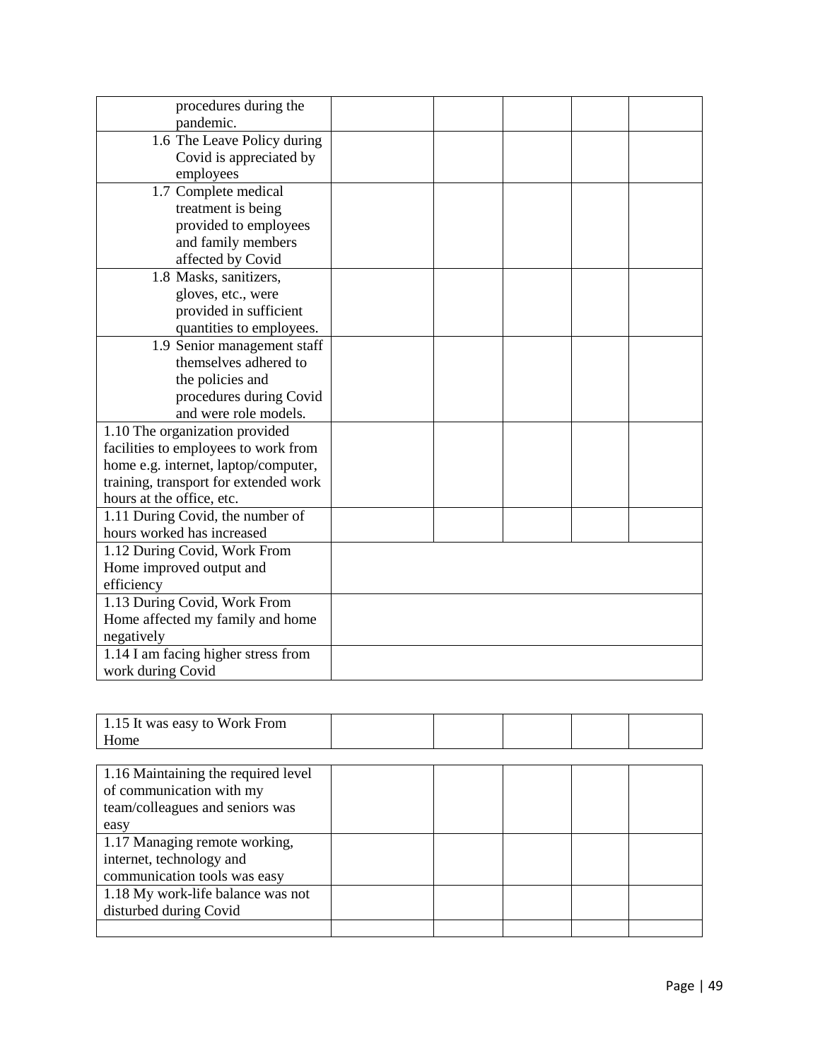| | | | | | |
|---|---|---|---|---|---|
| procedures during the pandemic. | | | | | |
| 1.6 The Leave Policy during Covid is appreciated by employees | | | | | |
| 1.7 Complete medical treatment is being provided to employees and family members affected by Covid | | | | | |
| 1.8 Masks, sanitizers, gloves, etc., were provided in sufficient quantities to employees. | | | | | |
| 1.9 Senior management staff themselves adhered to the policies and procedures during Covid and were role models. | | | | | |
| 1.10 The organization provided facilities to employees to work from home e.g. internet, laptop/computer, training, transport for extended work hours at the office, etc. | | | | | |
| 1.11 During Covid, the number of hours worked has increased | | | | | |
| 1.12 During Covid, Work From Home improved output and efficiency | | | | | |
| 1.13 During Covid, Work From Home affected my family and home negatively | | | | | |
| 1.14 I am facing higher stress from work during Covid | | | | | |

| | | | | | |
|---|---|---|---|---|---|
| 1.15 It was easy to Work From Home | | | | | |

| | | | | | |
|---|---|---|---|---|---|
| 1.16 Maintaining the required level of communication with my team/colleagues and seniors was easy | | | | | |
| 1.17 Managing remote working, internet, technology and communication tools was easy | | | | | |
| 1.18 My work-life balance was not disturbed during Covid | | | | | |
| | | | | | |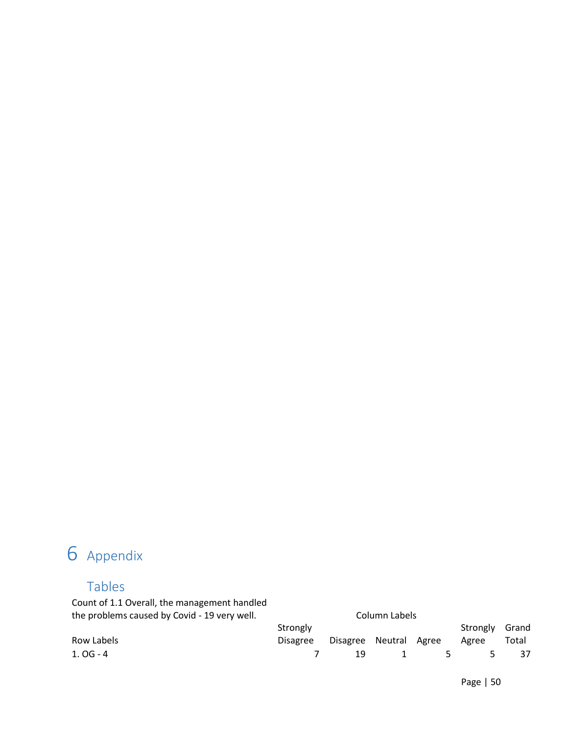# 6 Appendix

## Tables

| Count of 1.1 Overall, the management handled the problems caused by Covid - 19 very well. | Column Labels | | | | | |
|---|---|---|---|---|---|---|
| Row Labels | Strongly Disagree | Disagree | Neutral | Agree | Strongly Agree | Grand Total |
| 1. OG - 4 | 7 | 19 | 1 | 5 | 5 | 37 |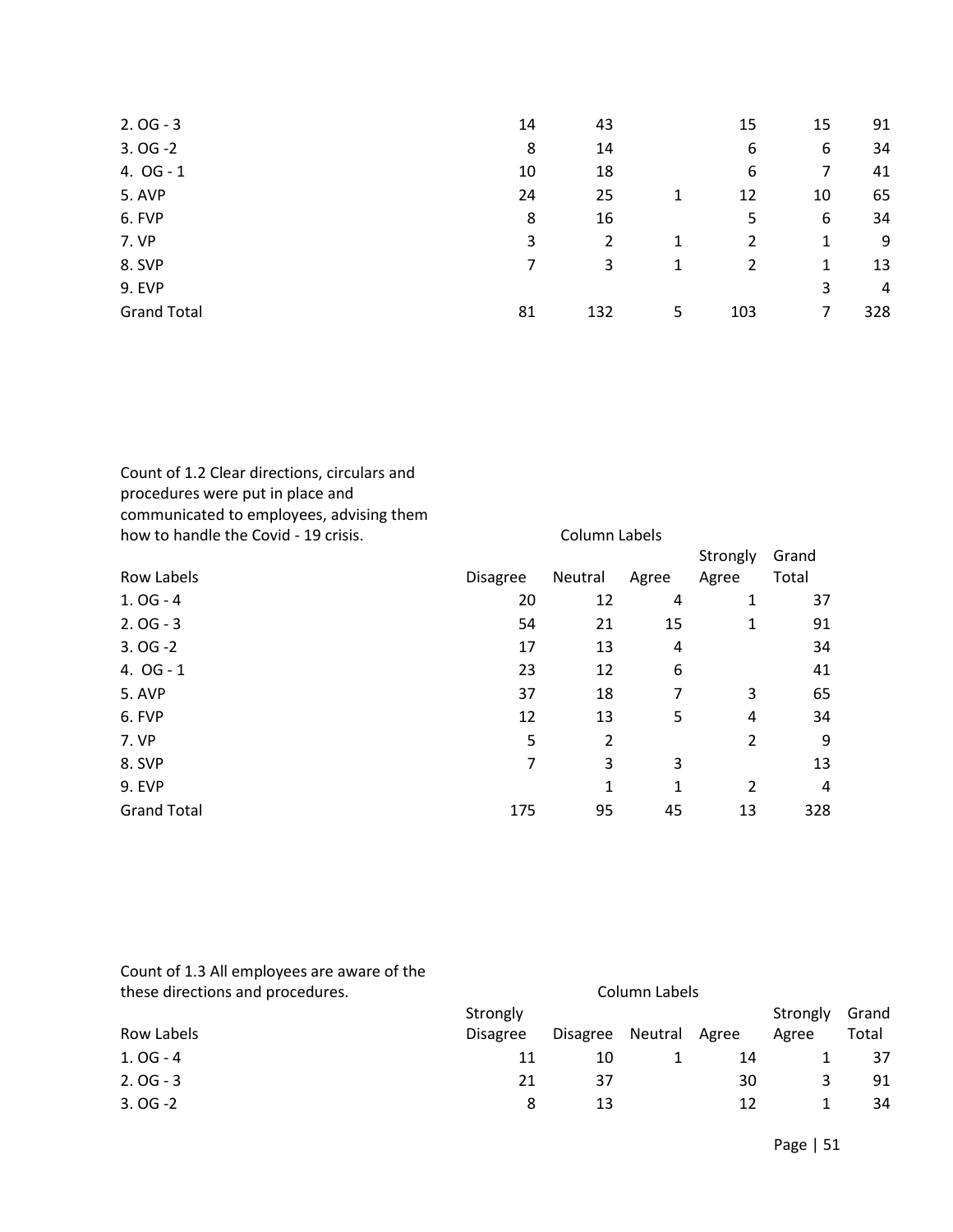| | | | | | | |
|---|---|---|---|---|---|---|
| 2. OG - 3 | 14 | 43 | | 15 | 15 | 91 |
| 3. OG -2 | 8 | 14 | | 6 | 6 | 34 |
| 4. OG - 1 | 10 | 18 | | 6 | 7 | 41 |
| 5. AVP | 24 | 25 | 1 | 12 | 10 | 65 |
| 6. FVP | 8 | 16 | | 5 | 6 | 34 |
| 7. VP | 3 | 2 | 1 | 2 | 1 | 9 |
| 8. SVP | 7 | 3 | 1 | 2 | 1 | 13 |
| 9. EVP | | | | | 3 | 4 |
| Grand Total | 81 | 132 | 5 | 103 | 7 | 328 |

| Count of 1.2 Clear directions, circulars and procedures were put in place and communicated to employees, advising them how to handle the Covid - 19 crisis. | Column Labels | | | | |
|---|---|---|---|---|---|
| Row Labels | Disagree | Neutral | Agree | Strongly Agree | Grand Total |
| 1. OG - 4 | 20 | 12 | 4 | 1 | 37 |
| 2. OG - 3 | 54 | 21 | 15 | 1 | 91 |
| 3. OG -2 | 17 | 13 | 4 | | 34 |
| 4. OG - 1 | 23 | 12 | 6 | | 41 |
| 5. AVP | 37 | 18 | 7 | 3 | 65 |
| 6. FVP | 12 | 13 | 5 | 4 | 34 |
| 7. VP | 5 | 2 | | 2 | 9 |
| 8. SVP | 7 | 3 | 3 | | 13 |
| 9. EVP | | 1 | 1 | 2 | 4 |
| Grand Total | 175 | 95 | 45 | 13 | 328 |

| Count of 1.3 All employees are aware of the these directions and procedures. | Column Labels | | | | | |
|---|---|---|---|---|---|---|
| Row Labels | Strongly Disagree | Disagree | Neutral | Agree | Strongly Agree | Grand Total |
| 1. OG - 4 | 11 | 10 | 1 | 14 | 1 | 37 |
| 2. OG - 3 | 21 | 37 | | 30 | 3 | 91 |
| 3. OG -2 | 8 | 13 | | 12 | 1 | 34 |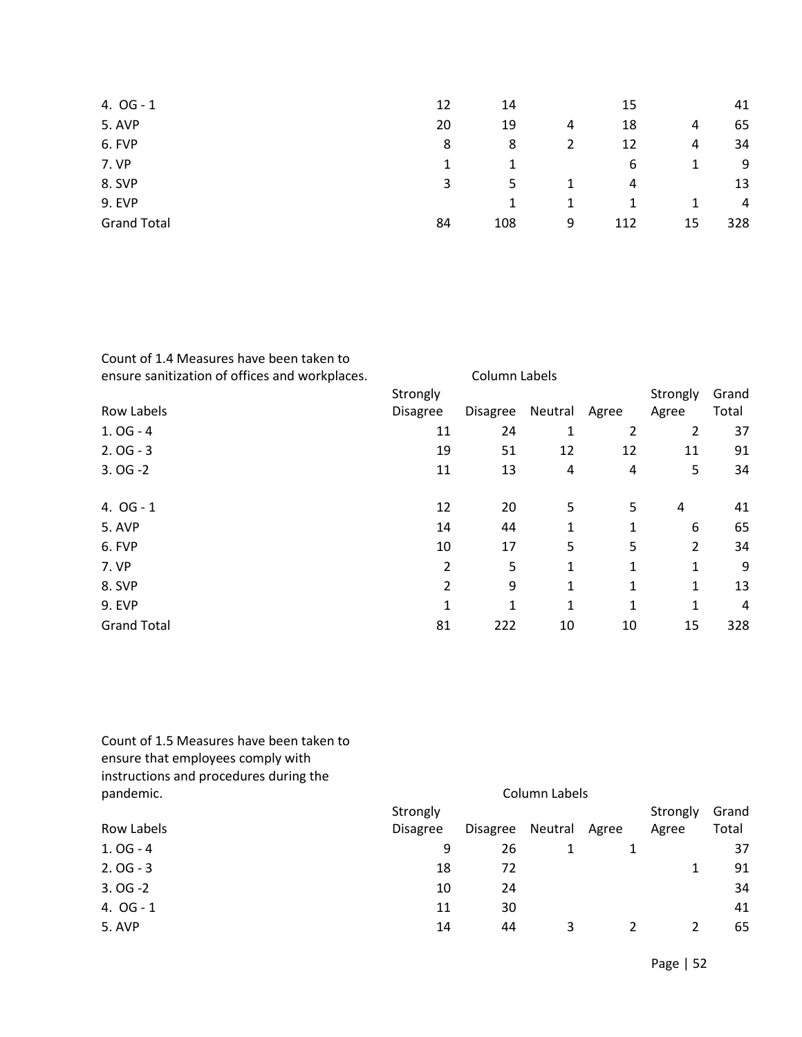| | | | | | | |
|---|---|---|---|---|---|---|
| 4. OG - 1 | 12 | 14 | | 15 | | 41 |
| 5. AVP | 20 | 19 | 4 | 18 | 4 | 65 |
| 6. FVP | 8 | 8 | 2 | 12 | 4 | 34 |
| 7. VP | 1 | 1 | | 6 | 1 | 9 |
| 8. SVP | 3 | 5 | 1 | 4 | | 13 |
| 9. EVP | | 1 | 1 | 1 | 1 | 4 |
| Grand Total | 84 | 108 | 9 | 112 | 15 | 328 |

| Count of 1.4 Measures have been taken to ensure sanitization of offices and workplaces. | Column Labels | | | | | |
|---|---|---|---|---|---|---|
| Row Labels | Strongly Disagree | Disagree | Neutral | Agree | Strongly Agree | Grand Total |
| 1. OG - 4 | 11 | 24 | 1 | 2 | 2 | 37 |
| 2. OG - 3 | 19 | 51 | 12 | 12 | 11 | 91 |
| 3. OG -2 | 11 | 13 | 4 | 4 | 5 | 34 |
| 4. OG - 1 | 12 | 20 | 5 | 5 | 4 | 41 |
| 5. AVP | 14 | 44 | 1 | 1 | 6 | 65 |
| 6. FVP | 10 | 17 | 5 | 5 | 2 | 34 |
| 7. VP | 2 | 5 | 1 | 1 | 1 | 9 |
| 8. SVP | 2 | 9 | 1 | 1 | 1 | 13 |
| 9. EVP | 1 | 1 | 1 | 1 | 1 | 4 |
| Grand Total | 81 | 222 | 10 | 10 | 15 | 328 |

| Count of 1.5 Measures have been taken to ensure that employees comply with instructions and procedures during the pandemic. | Column Labels | | | | | |
|---|---|---|---|---|---|---|
| Row Labels | Strongly Disagree | Disagree | Neutral | Agree | Strongly Agree | Grand Total |
| 1. OG - 4 | 9 | 26 | 1 | 1 | | 37 |
| 2. OG - 3 | 18 | 72 | | | 1 | 91 |
| 3. OG -2 | 10 | 24 | | | | 34 |
| 4. OG - 1 | 11 | 30 | | | | 41 |
| 5. AVP | 14 | 44 | 3 | 2 | 2 | 65 |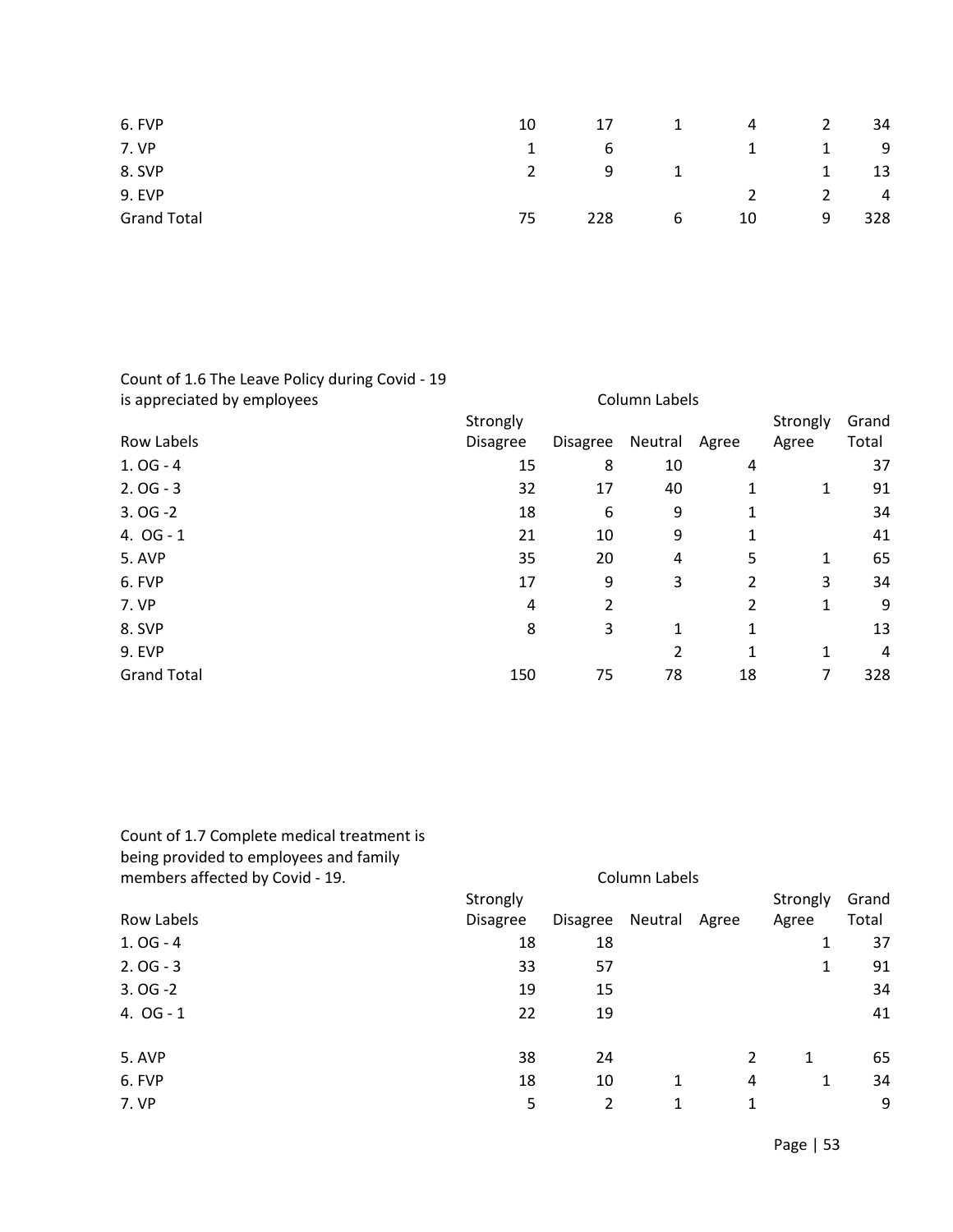| | | | | | | |
|---|---|---|---|---|---|---|
| 6. FVP | 10 | 17 | 1 | 4 | 2 | 34 |
| 7. VP | 1 | 6 | | 1 | 1 | 9 |
| 8. SVP | 2 | 9 | 1 | | 1 | 13 |
| 9. EVP | | | | 2 | 2 | 4 |
| Grand Total | 75 | 228 | 6 | 10 | 9 | 328 |

Count of 1.6 The Leave Policy during Covid - 19 is appreciated by employees

| Row Labels | Column Labels Strongly Disagree | Disagree | Neutral | Agree | Strongly Agree | Grand Total |
|---|---|---|---|---|---|---|
| 1. OG - 4 | 15 | 8 | 10 | 4 | | 37 |
| 2. OG - 3 | 32 | 17 | 40 | 1 | 1 | 91 |
| 3. OG -2 | 18 | 6 | 9 | 1 | | 34 |
| 4. OG - 1 | 21 | 10 | 9 | 1 | | 41 |
| 5. AVP | 35 | 20 | 4 | 5 | 1 | 65 |
| 6. FVP | 17 | 9 | 3 | 2 | 3 | 34 |
| 7. VP | 4 | 2 | | 2 | 1 | 9 |
| 8. SVP | 8 | 3 | 1 | 1 | | 13 |
| 9. EVP | | | 2 | 1 | 1 | 4 |
| Grand Total | 150 | 75 | 78 | 18 | 7 | 328 |

Count of 1.7 Complete medical treatment is being provided to employees and family members affected by Covid - 19.

| Row Labels | Column Labels Strongly Disagree | Disagree | Neutral | Agree | Strongly Agree | Grand Total |
|---|---|---|---|---|---|---|
| 1. OG - 4 | 18 | 18 | | | 1 | 37 |
| 2. OG - 3 | 33 | 57 | | | 1 | 91 |
| 3. OG -2 | 19 | 15 | | | | 34 |
| 4. OG - 1 | 22 | 19 | | | | 41 |
| 5. AVP | 38 | 24 | | 2 | 1 | 65 |
| 6. FVP | 18 | 10 | 1 | 4 | 1 | 34 |
| 7. VP | 5 | 2 | 1 | 1 | | 9 |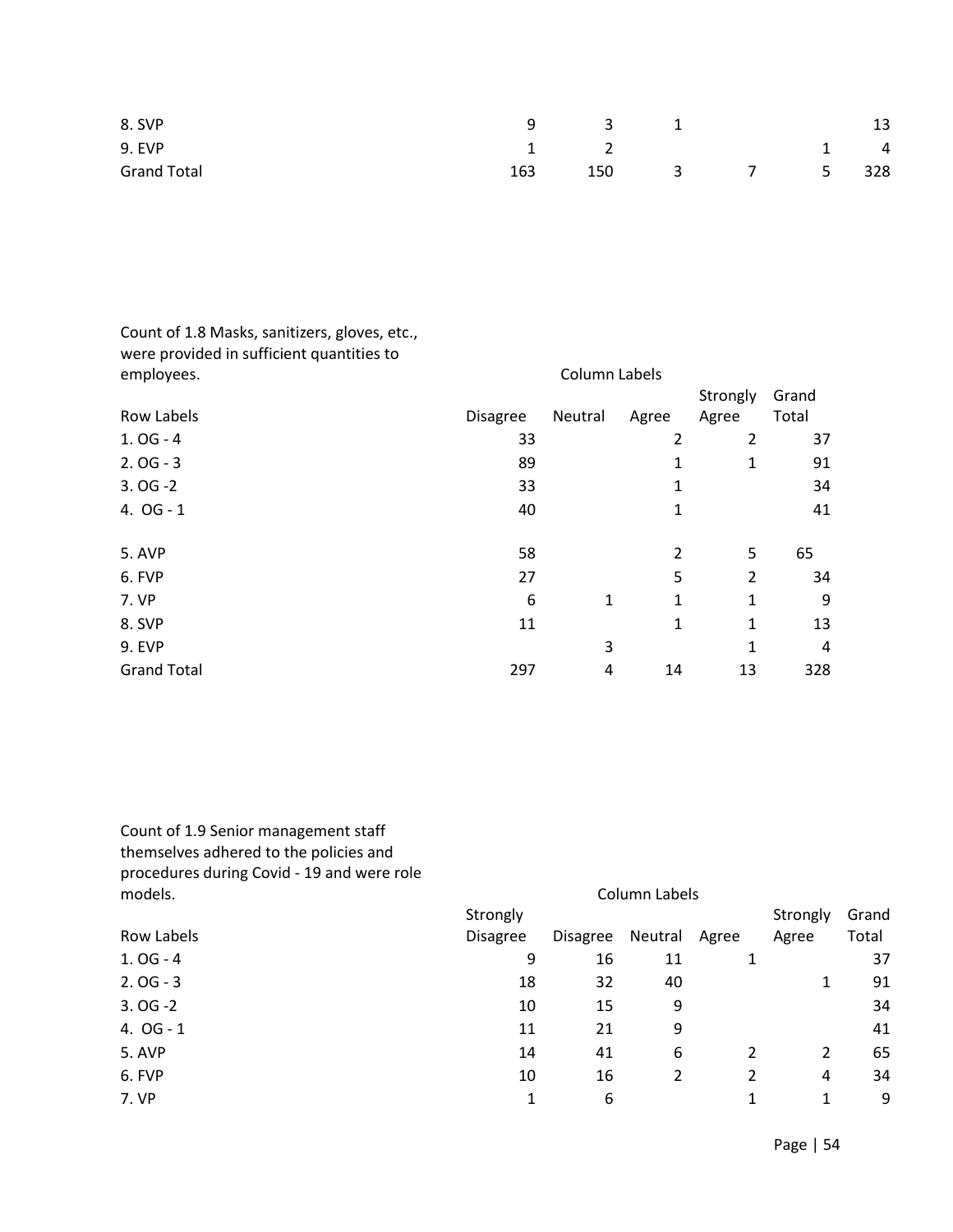| | | | | | | |
|---|---|---|---|---|---|---|
| 8. SVP | 9 | 3 | 1 | | | 13 |
| 9. EVP | 1 | 2 | | | 1 | 4 |
| Grand Total | 163 | 150 | 3 | 7 | 5 | 328 |

| Count of 1.8 Masks, sanitizers, gloves, etc., were provided in sufficient quantities to employees. | Column Labels | | | | |
|---|---|---|---|---|---|
| Row Labels | Disagree | Neutral | Agree | Strongly Agree | Grand Total |
| 1. OG - 4 | 33 | | 2 | 2 | 37 |
| 2. OG - 3 | 89 | | 1 | 1 | 91 |
| 3. OG -2 | 33 | | 1 | | 34 |
| 4. OG - 1 | 40 | | 1 | | 41 |
| 5. AVP | 58 | | 2 | 5 | 65 |
| 6. FVP | 27 | | 5 | 2 | 34 |
| 7. VP | 6 | 1 | 1 | 1 | 9 |
| 8. SVP | 11 | | 1 | 1 | 13 |
| 9. EVP | | 3 | | 1 | 4 |
| Grand Total | 297 | 4 | 14 | 13 | 328 |

| Count of 1.9 Senior management staff themselves adhered to the policies and procedures during Covid - 19 and were role models. | Column Labels | | | | | |
|---|---|---|---|---|---|---|
| Row Labels | Strongly Disagree | Disagree | Neutral | Agree | Strongly Agree | Grand Total |
| 1. OG - 4 | 9 | 16 | 11 | 1 | | 37 |
| 2. OG - 3 | 18 | 32 | 40 | | 1 | 91 |
| 3. OG -2 | 10 | 15 | 9 | | | 34 |
| 4. OG - 1 | 11 | 21 | 9 | | | 41 |
| 5. AVP | 14 | 41 | 6 | 2 | 2 | 65 |
| 6. FVP | 10 | 16 | 2 | 2 | 4 | 34 |
| 7. VP | 1 | 6 | | 1 | 1 | 9 |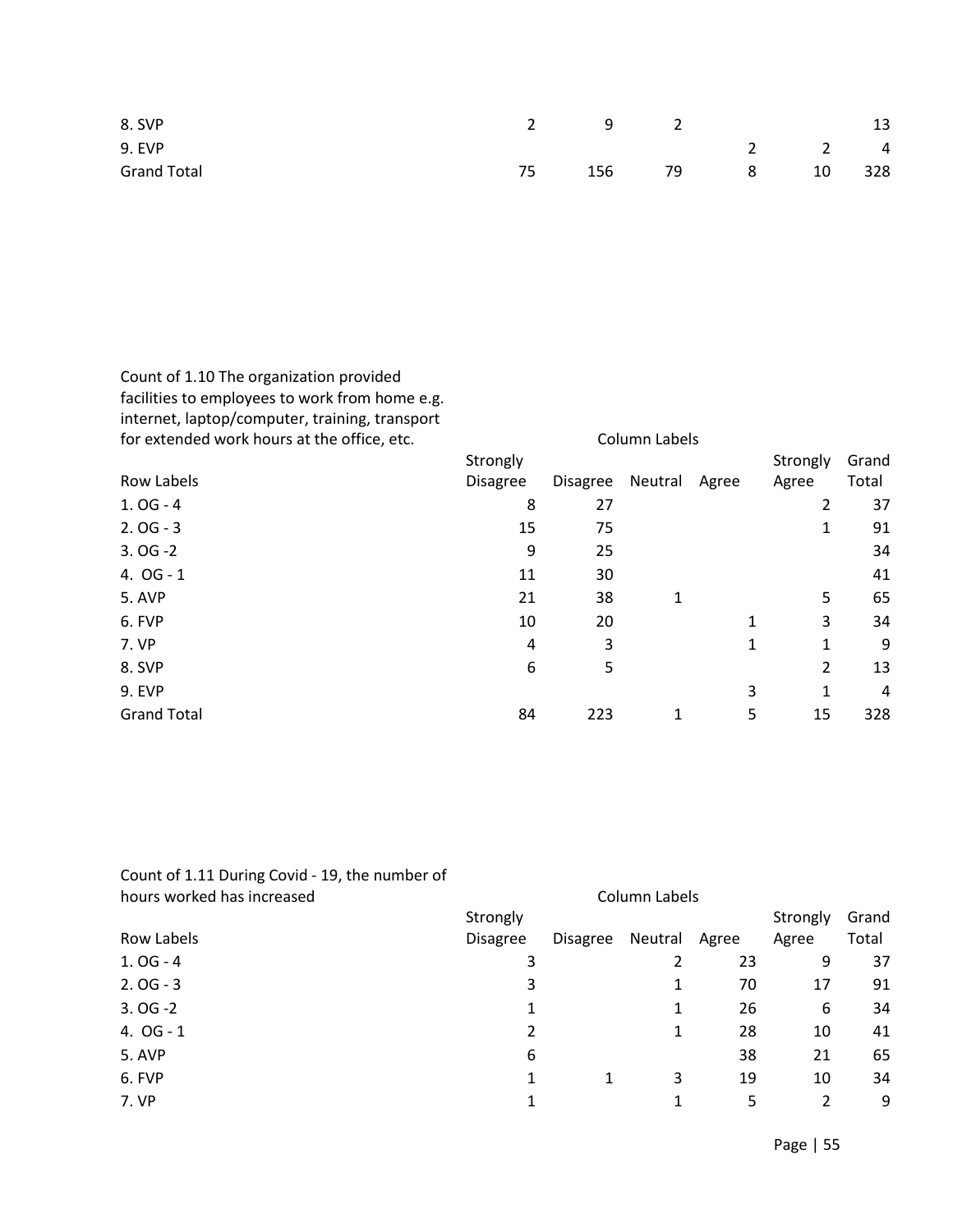| Row Labels | Strongly Disagree | Disagree | Neutral | Agree | Strongly Agree | Grand Total |
|---|---|---|---|---|---|---|
| 8. SVP | 2 | 9 | 2 | | | 13 |
| 9. EVP | | | | 2 | 2 | 4 |
| Grand Total | 75 | 156 | 79 | 8 | 10 | 328 |

Count of 1.10 The organization provided facilities to employees to work from home e.g. internet, laptop/computer, training, transport for extended work hours at the office, etc.

| | Column Labels | | | | | |
|---|---|---|---|---|---|---|
| Row Labels | Strongly Disagree | Disagree | Neutral | Agree | Strongly Agree | Grand Total |
| 1. OG - 4 | 8 | 27 | | | 2 | 37 |
| 2. OG - 3 | 15 | 75 | | | 1 | 91 |
| 3. OG -2 | 9 | 25 | | | | 34 |
| 4. OG - 1 | 11 | 30 | | | | 41 |
| 5. AVP | 21 | 38 | 1 | | 5 | 65 |
| 6. FVP | 10 | 20 | | 1 | 3 | 34 |
| 7. VP | 4 | 3 | | 1 | 1 | 9 |
| 8. SVP | 6 | 5 | | | 2 | 13 |
| 9. EVP | | | | 3 | 1 | 4 |
| Grand Total | 84 | 223 | 1 | 5 | 15 | 328 |

Count of 1.11 During Covid - 19, the number of hours worked has increased

| | Column Labels | | | | | |
|---|---|---|---|---|---|---|
| Row Labels | Strongly Disagree | Disagree | Neutral | Agree | Strongly Agree | Grand Total |
| 1. OG - 4 | 3 | | 2 | 23 | 9 | 37 |
| 2. OG - 3 | 3 | | 1 | 70 | 17 | 91 |
| 3. OG -2 | 1 | | 1 | 26 | 6 | 34 |
| 4. OG - 1 | 2 | | 1 | 28 | 10 | 41 |
| 5. AVP | 6 | | | 38 | 21 | 65 |
| 6. FVP | 1 | 1 | 3 | 19 | 10 | 34 |
| 7. VP | 1 | | 1 | 5 | 2 | 9 |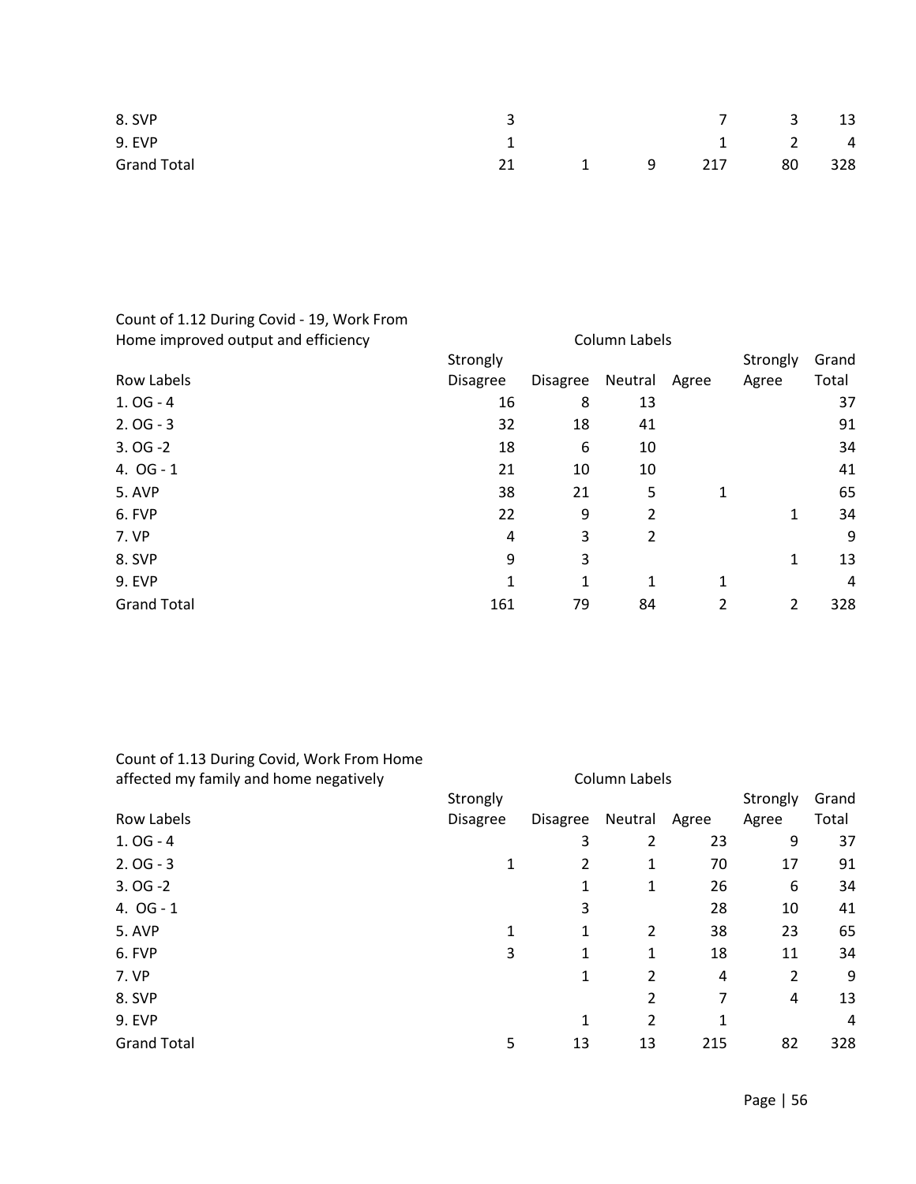| | | | | | | |
|---|---|---|---|---|---|---|
| 8. SVP | 3 | | | 7 | 3 | 13 |
| 9. EVP | 1 | | | 1 | 2 | 4 |
| Grand Total | 21 | 1 | 9 | 217 | 80 | 328 |

Count of 1.12 During Covid - 19, Work From Home improved output and efficiency

| | Column Labels | | | | | |
|---|---|---|---|---|---|---|
| Row Labels | Strongly Disagree | Disagree | Neutral | Agree | Strongly Agree | Grand Total |
| 1. OG - 4 | 16 | 8 | 13 | | | 37 |
| 2. OG - 3 | 32 | 18 | 41 | | | 91 |
| 3. OG -2 | 18 | 6 | 10 | | | 34 |
| 4. OG - 1 | 21 | 10 | 10 | | | 41 |
| 5. AVP | 38 | 21 | 5 | 1 | | 65 |
| 6. FVP | 22 | 9 | 2 | | 1 | 34 |
| 7. VP | 4 | 3 | 2 | | | 9 |
| 8. SVP | 9 | 3 | | | 1 | 13 |
| 9. EVP | 1 | 1 | 1 | 1 | | 4 |
| Grand Total | 161 | 79 | 84 | 2 | 2 | 328 |

Count of 1.13 During Covid, Work From Home affected my family and home negatively

| | Column Labels | | | | | |
|---|---|---|---|---|---|---|
| Row Labels | Strongly Disagree | Disagree | Neutral | Agree | Strongly Agree | Grand Total |
| 1. OG - 4 | | 3 | 2 | 23 | 9 | 37 |
| 2. OG - 3 | 1 | 2 | 1 | 70 | 17 | 91 |
| 3. OG -2 | | 1 | 1 | 26 | 6 | 34 |
| 4. OG - 1 | | 3 | | 28 | 10 | 41 |
| 5. AVP | 1 | 1 | 2 | 38 | 23 | 65 |
| 6. FVP | 3 | 1 | 1 | 18 | 11 | 34 |
| 7. VP | | 1 | 2 | 4 | 2 | 9 |
| 8. SVP | | | 2 | 7 | 4 | 13 |
| 9. EVP | | 1 | 2 | 1 | | 4 |
| Grand Total | 5 | 13 | 13 | 215 | 82 | 328 |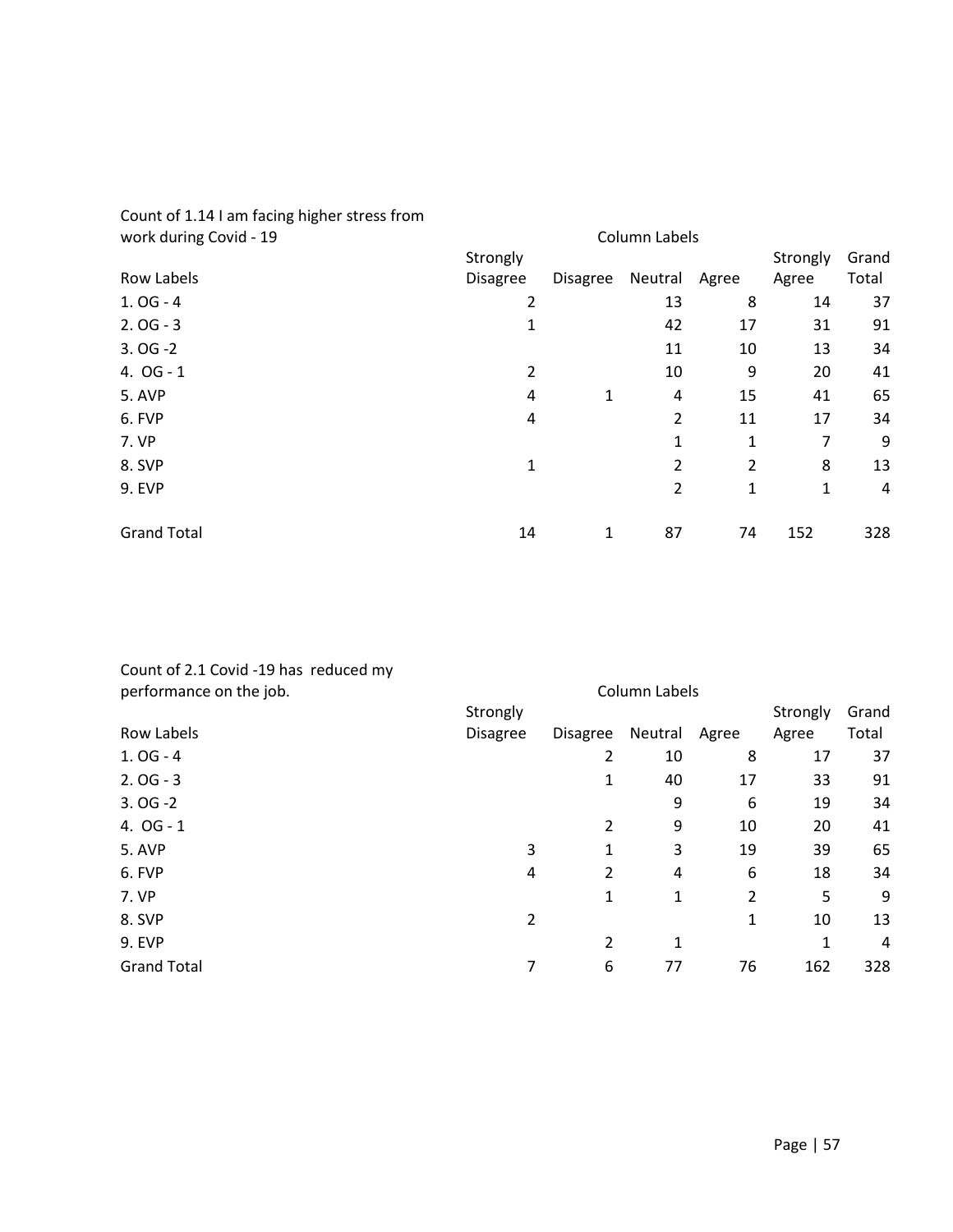Count of 1.14 I am facing higher stress from work during Covid - 19

| | Column Labels | | | | | |
|---|---|---|---|---|---|---|
| Row Labels | Strongly Disagree | Disagree | Neutral | Agree | Strongly Agree | Grand Total |
| 1. OG - 4 | 2 | | 13 | 8 | 14 | 37 |
| 2. OG - 3 | 1 | | 42 | 17 | 31 | 91 |
| 3. OG -2 | | | 11 | 10 | 13 | 34 |
| 4. OG - 1 | 2 | | 10 | 9 | 20 | 41 |
| 5. AVP | 4 | 1 | 4 | 15 | 41 | 65 |
| 6. FVP | 4 | | 2 | 11 | 17 | 34 |
| 7. VP | | | 1 | 1 | 7 | 9 |
| 8. SVP | 1 | | 2 | 2 | 8 | 13 |
| 9. EVP | | | 2 | 1 | 1 | 4 |
| Grand Total | 14 | 1 | 87 | 74 | 152 | 328 |

Count of 2.1 Covid -19 has reduced my performance on the job.

| | Column Labels | | | | | |
|---|---|---|---|---|---|---|
| Row Labels | Strongly Disagree | Disagree | Neutral | Agree | Strongly Agree | Grand Total |
| 1. OG - 4 | | 2 | 10 | 8 | 17 | 37 |
| 2. OG - 3 | | 1 | 40 | 17 | 33 | 91 |
| 3. OG -2 | | | 9 | 6 | 19 | 34 |
| 4. OG - 1 | | 2 | 9 | 10 | 20 | 41 |
| 5. AVP | 3 | 1 | 3 | 19 | 39 | 65 |
| 6. FVP | 4 | 2 | 4 | 6 | 18 | 34 |
| 7. VP | | 1 | 1 | 2 | 5 | 9 |
| 8. SVP | 2 | | | 1 | 10 | 13 |
| 9. EVP | | 2 | 1 | | 1 | 4 |
| Grand Total | 7 | 6 | 77 | 76 | 162 | 328 |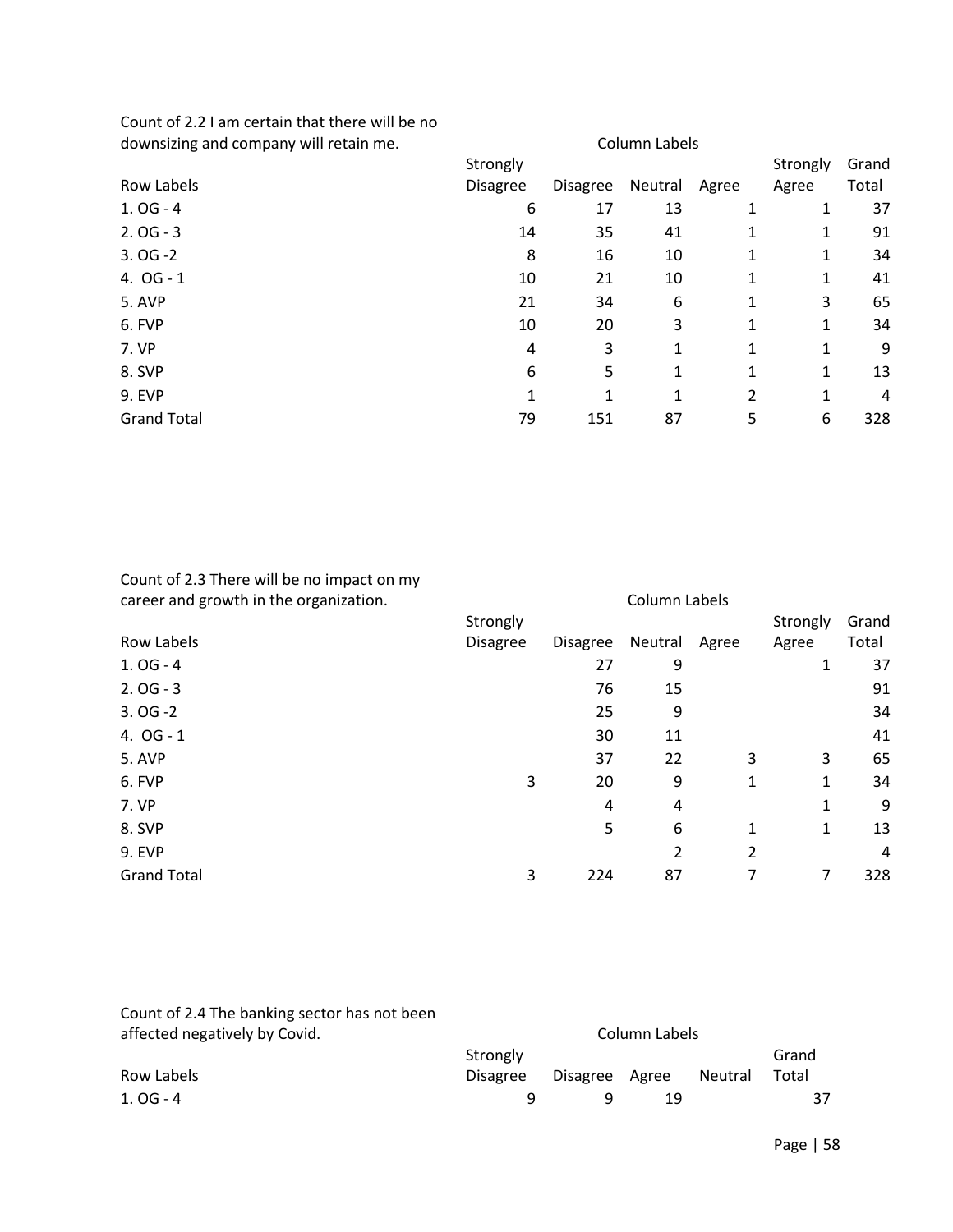Count of 2.2 I am certain that there will be no downsizing and company will retain me.

| Row Labels | Column Labels | | | | | |
|---|---|---|---|---|---|---|
| | Strongly Disagree | Disagree | Neutral | Agree | Strongly Agree | Grand Total |
| 1. OG - 4 | 6 | 17 | 13 | 1 | 1 | 37 |
| 2. OG - 3 | 14 | 35 | 41 | 1 | 1 | 91 |
| 3. OG -2 | 8 | 16 | 10 | 1 | 1 | 34 |
| 4. OG - 1 | 10 | 21 | 10 | 1 | 1 | 41 |
| 5. AVP | 21 | 34 | 6 | 1 | 3 | 65 |
| 6. FVP | 10 | 20 | 3 | 1 | 1 | 34 |
| 7. VP | 4 | 3 | 1 | 1 | 1 | 9 |
| 8. SVP | 6 | 5 | 1 | 1 | 1 | 13 |
| 9. EVP | 1 | 1 | 1 | 2 | 1 | 4 |
| Grand Total | 79 | 151 | 87 | 5 | 6 | 328 |

Count of 2.3 There will be no impact on my career and growth in the organization.

| Row Labels | Column Labels | | | | | |
|---|---|---|---|---|---|---|
| | Strongly Disagree | Disagree | Neutral | Agree | Strongly Agree | Grand Total |
| 1. OG - 4 | | 27 | 9 | | 1 | 37 |
| 2. OG - 3 | | 76 | 15 | | | 91 |
| 3. OG -2 | | 25 | 9 | | | 34 |
| 4. OG - 1 | | 30 | 11 | | | 41 |
| 5. AVP | | 37 | 22 | 3 | 3 | 65 |
| 6. FVP | 3 | 20 | 9 | 1 | 1 | 34 |
| 7. VP | | 4 | 4 | | 1 | 9 |
| 8. SVP | | 5 | 6 | 1 | 1 | 13 |
| 9. EVP | | | 2 | 2 | | 4 |
| Grand Total | 3 | 224 | 87 | 7 | 7 | 328 |

Count of 2.4 The banking sector has not been affected negatively by Covid.

| Row Labels | Column Labels | | | | |
|---|---|---|---|---|---|
| | Strongly Disagree | Disagree | Agree | Neutral | Grand Total |
| 1. OG - 4 | 9 | 9 | 19 | | 37 |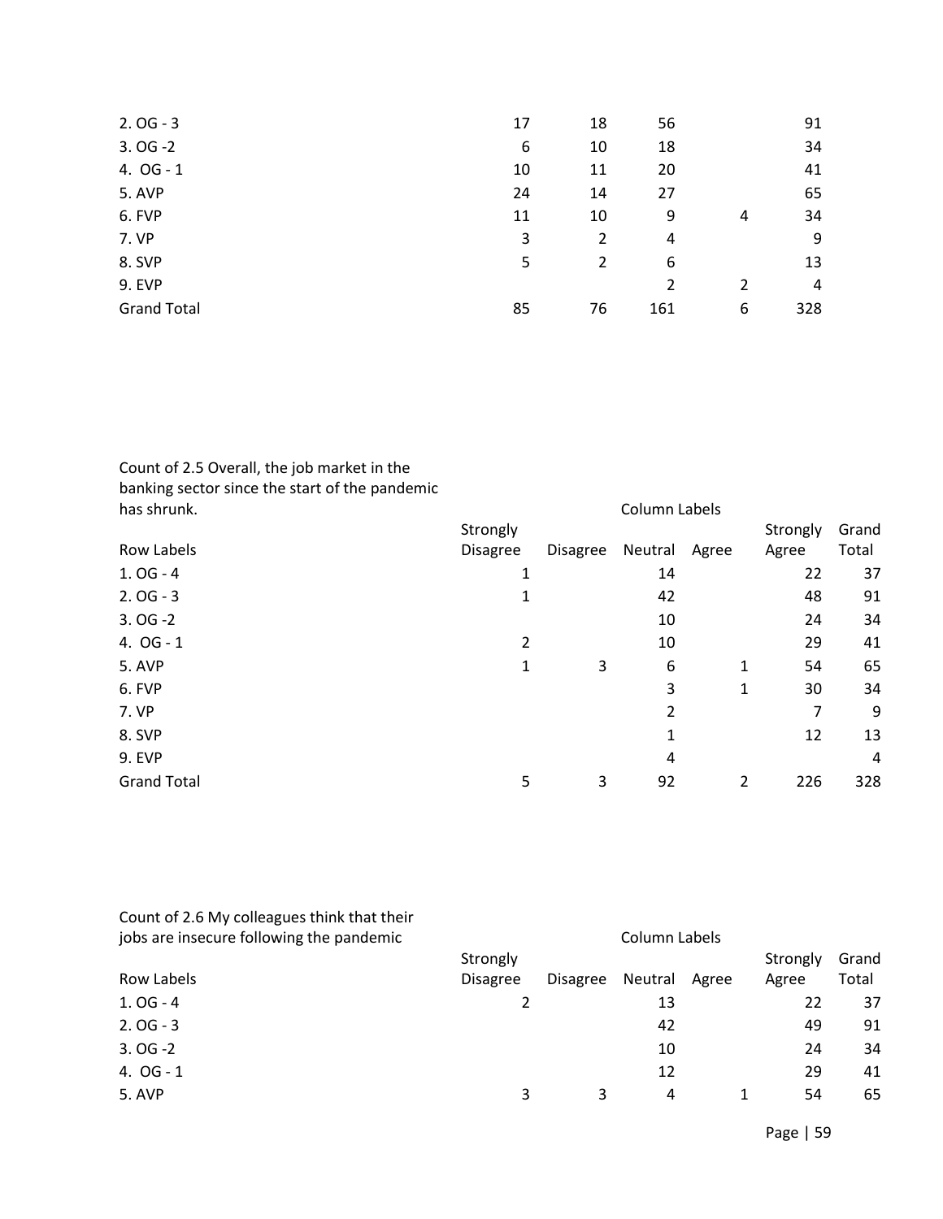| | | | | | |
|---|---|---|---|---|---|
| 2. OG - 3 | 17 | 18 | 56 | | 91 |
| 3. OG -2 | 6 | 10 | 18 | | 34 |
| 4. OG - 1 | 10 | 11 | 20 | | 41 |
| 5. AVP | 24 | 14 | 27 | | 65 |
| 6. FVP | 11 | 10 | 9 | 4 | 34 |
| 7. VP | 3 | 2 | 4 | | 9 |
| 8. SVP | 5 | 2 | 6 | | 13 |
| 9. EVP | | | 2 | 2 | 4 |
| Grand Total | 85 | 76 | 161 | 6 | 328 |

| Count of 2.5 Overall, the job market in the banking sector since the start of the pandemic has shrunk. | Column Labels | | | | | |
|---|---|---|---|---|---|---|
| Row Labels | Strongly Disagree | Disagree | Neutral | Agree | Strongly Agree | Grand Total |
| 1. OG - 4 | 1 | | 14 | | 22 | 37 |
| 2. OG - 3 | 1 | | 42 | | 48 | 91 |
| 3. OG -2 | | | 10 | | 24 | 34 |
| 4. OG - 1 | 2 | | 10 | | 29 | 41 |
| 5. AVP | 1 | 3 | 6 | 1 | 54 | 65 |
| 6. FVP | | | 3 | 1 | 30 | 34 |
| 7. VP | | | 2 | | 7 | 9 |
| 8. SVP | | | 1 | | 12 | 13 |
| 9. EVP | | | 4 | | | 4 |
| Grand Total | 5 | 3 | 92 | 2 | 226 | 328 |

| Count of 2.6 My colleagues think that their jobs are insecure following the pandemic | Column Labels | | | | | |
|---|---|---|---|---|---|---|
| Row Labels | Strongly Disagree | Disagree | Neutral | Agree | Strongly Agree | Grand Total |
| 1. OG - 4 | 2 | | 13 | | 22 | 37 |
| 2. OG - 3 | | | 42 | | 49 | 91 |
| 3. OG -2 | | | 10 | | 24 | 34 |
| 4. OG - 1 | | | 12 | | 29 | 41 |
| 5. AVP | 3 | 3 | 4 | 1 | 54 | 65 |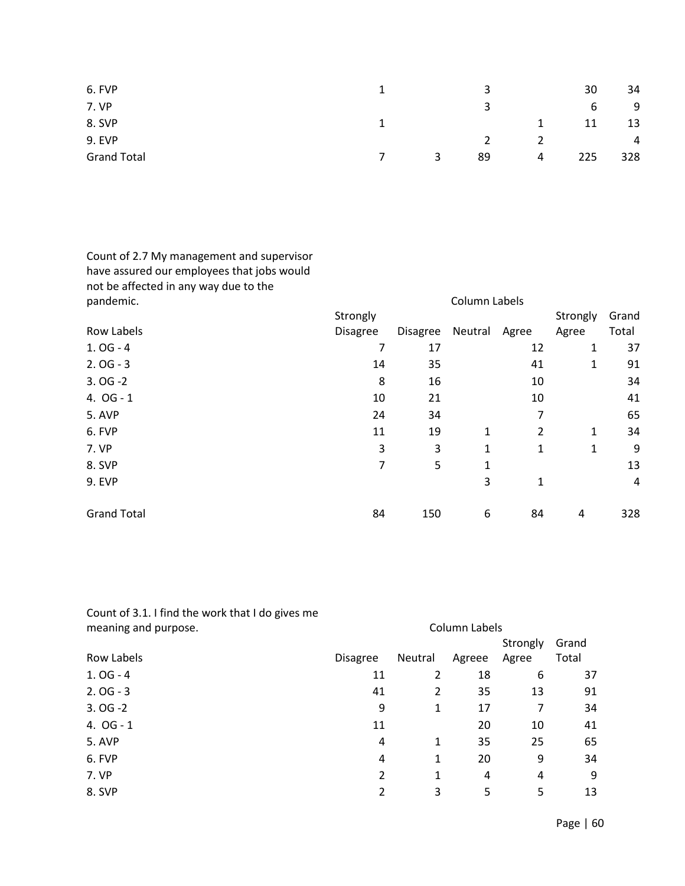| | | | | | | |
|---|---|---|---|---|---|---|
| 6. FVP | 1 | | 3 | | 30 | 34 |
| 7. VP | | | 3 | | 6 | 9 |
| 8. SVP | 1 | | | 1 | 11 | 13 |
| 9. EVP | | | 2 | 2 | | 4 |
| Grand Total | 7 | 3 | 89 | 4 | 225 | 328 |

| Count of 2.7 My management and supervisor have assured our employees that jobs would not be affected in any way due to the pandemic. | Column Labels | | | | | |
|---|---|---|---|---|---|---|
| Row Labels | Strongly Disagree | Disagree | Neutral | Agree | Strongly Agree | Grand Total |
| 1. OG - 4 | 7 | 17 | | 12 | 1 | 37 |
| 2. OG - 3 | 14 | 35 | | 41 | 1 | 91 |
| 3. OG -2 | 8 | 16 | | 10 | | 34 |
| 4. OG - 1 | 10 | 21 | | 10 | | 41 |
| 5. AVP | 24 | 34 | | 7 | | 65 |
| 6. FVP | 11 | 19 | 1 | 2 | 1 | 34 |
| 7. VP | 3 | 3 | 1 | 1 | 1 | 9 |
| 8. SVP | 7 | 5 | 1 | | | 13 |
| 9. EVP | | | 3 | 1 | | 4 |
| Grand Total | 84 | 150 | 6 | 84 | 4 | 328 |

| Count of 3.1. I find the work that I do gives me meaning and purpose. | Column Labels | | | | |
|---|---|---|---|---|---|
| Row Labels | Disagree | Neutral | Agreee | Strongly Agree | Grand Total |
| 1. OG - 4 | 11 | 2 | 18 | 6 | 37 |
| 2. OG - 3 | 41 | 2 | 35 | 13 | 91 |
| 3. OG -2 | 9 | 1 | 17 | 7 | 34 |
| 4. OG - 1 | 11 | | 20 | 10 | 41 |
| 5. AVP | 4 | 1 | 35 | 25 | 65 |
| 6. FVP | 4 | 1 | 20 | 9 | 34 |
| 7. VP | 2 | 1 | 4 | 4 | 9 |
| 8. SVP | 2 | 3 | 5 | 5 | 13 |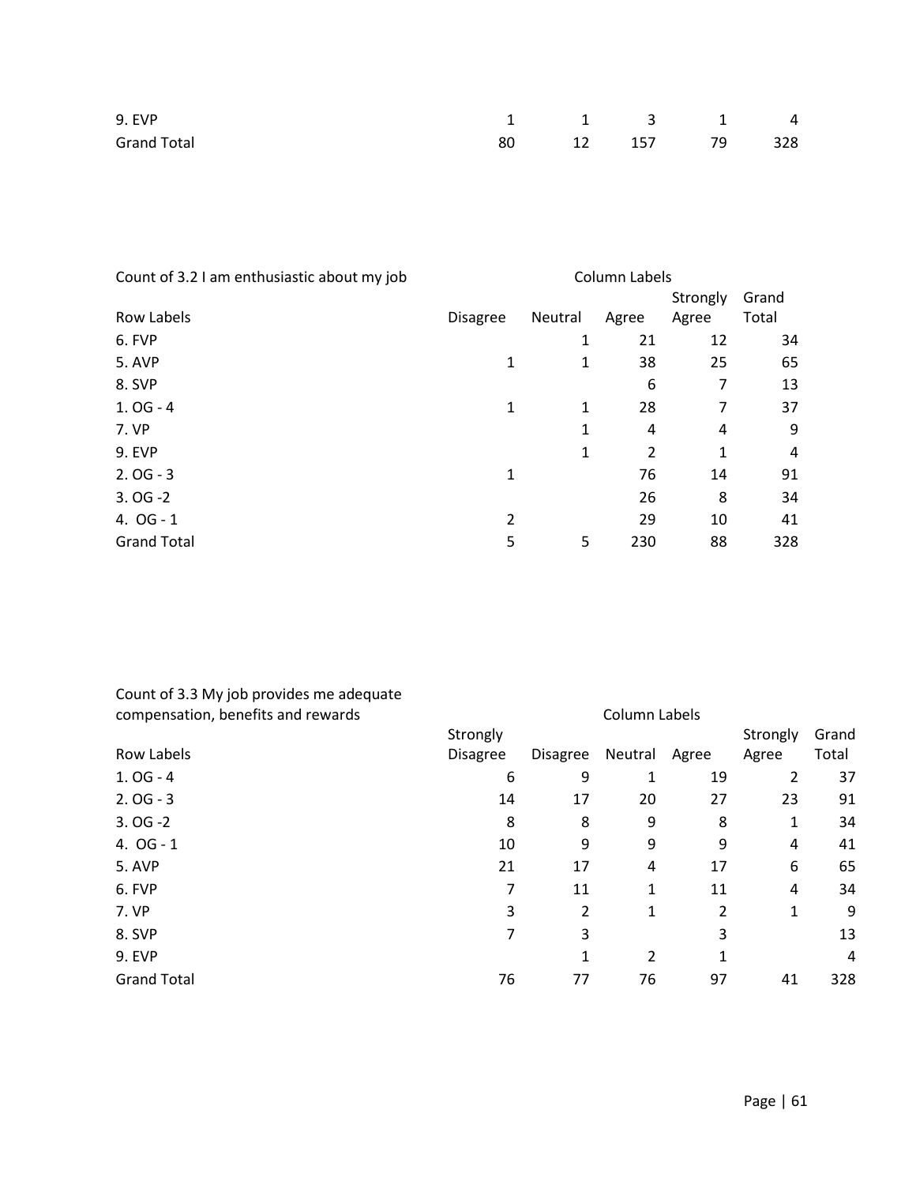| | | | | | |
|---|---|---|---|---|---|
| 9. EVP | 1 | 1 | 3 | 1 | 4 |
| Grand Total | 80 | 12 | 157 | 79 | 328 |

| Count of 3.2 I am enthusiastic about my job | Column Labels | | | | |
|---|---|---|---|---|---|
| Row Labels | Disagree | Neutral | Agree | Strongly Agree | Grand Total |
| 6. FVP | | 1 | 21 | 12 | 34 |
| 5. AVP | 1 | 1 | 38 | 25 | 65 |
| 8. SVP | | | 6 | 7 | 13 |
| 1. OG - 4 | 1 | 1 | 28 | 7 | 37 |
| 7. VP | | 1 | 4 | 4 | 9 |
| 9. EVP | | 1 | 2 | 1 | 4 |
| 2. OG - 3 | 1 | | 76 | 14 | 91 |
| 3. OG -2 | | | 26 | 8 | 34 |
| 4. OG - 1 | 2 | | 29 | 10 | 41 |
| Grand Total | 5 | 5 | 230 | 88 | 328 |

| Count of 3.3 My job provides me adequate compensation, benefits and rewards | Column Labels | | | | | |
|---|---|---|---|---|---|---|
| Row Labels | Strongly Disagree | Disagree | Neutral | Agree | Strongly Agree | Grand Total |
| 1. OG - 4 | 6 | 9 | 1 | 19 | 2 | 37 |
| 2. OG - 3 | 14 | 17 | 20 | 27 | 23 | 91 |
| 3. OG -2 | 8 | 8 | 9 | 8 | 1 | 34 |
| 4. OG - 1 | 10 | 9 | 9 | 9 | 4 | 41 |
| 5. AVP | 21 | 17 | 4 | 17 | 6 | 65 |
| 6. FVP | 7 | 11 | 1 | 11 | 4 | 34 |
| 7. VP | 3 | 2 | 1 | 2 | 1 | 9 |
| 8. SVP | 7 | 3 | | 3 | | 13 |
| 9. EVP | | 1 | 2 | 1 | | 4 |
| Grand Total | 76 | 77 | 76 | 97 | 41 | 328 |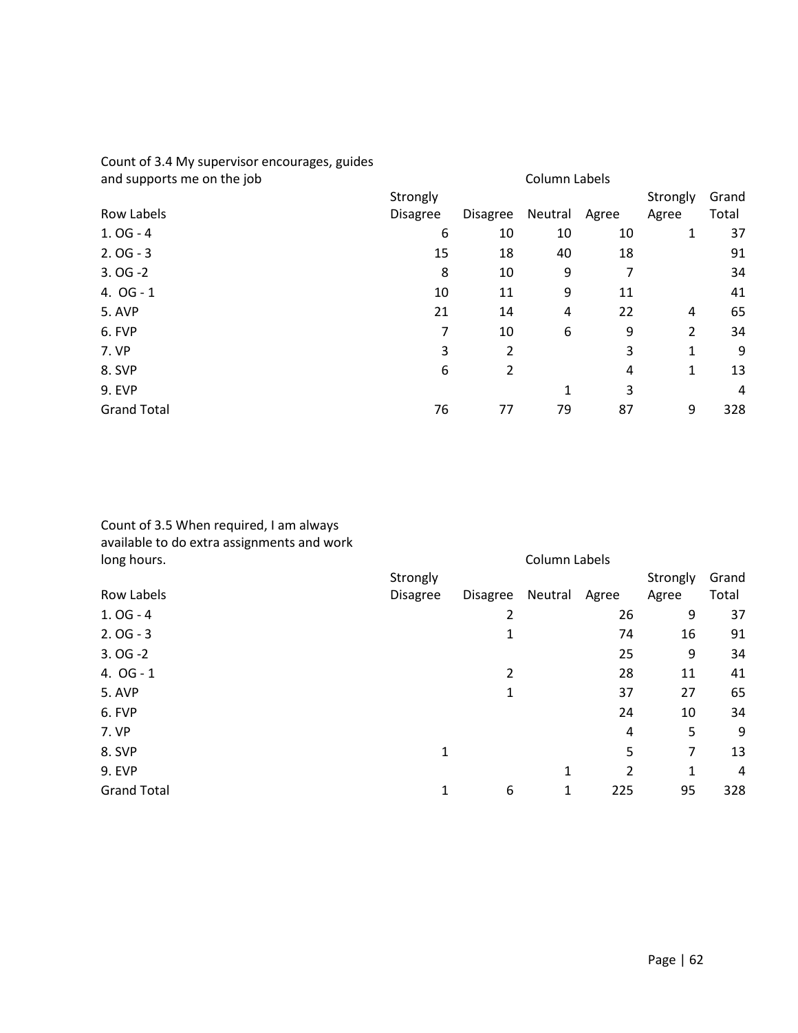Count of 3.4 My supervisor encourages, guides and supports me on the job

| Row Labels | Column Labels<br>Strongly Disagree | Disagree | Neutral | Agree | Strongly Agree | Grand Total |
|---|---|---|---|---|---|---|
| 1. OG - 4 | 6 | 10 | 10 | 10 | 1 | 37 |
| 2. OG - 3 | 15 | 18 | 40 | 18 | | 91 |
| 3. OG -2 | 8 | 10 | 9 | 7 | | 34 |
| 4. OG - 1 | 10 | 11 | 9 | 11 | | 41 |
| 5. AVP | 21 | 14 | 4 | 22 | 4 | 65 |
| 6. FVP | 7 | 10 | 6 | 9 | 2 | 34 |
| 7. VP | 3 | 2 | | 3 | 1 | 9 |
| 8. SVP | 6 | 2 | | 4 | 1 | 13 |
| 9. EVP | | | 1 | 3 | | 4 |
| Grand Total | 76 | 77 | 79 | 87 | 9 | 328 |

Count of 3.5 When required, I am always available to do extra assignments and work long hours.

| Row Labels | Column Labels<br>Strongly Disagree | Disagree | Neutral | Agree | Strongly Agree | Grand Total |
|---|---|---|---|---|---|---|
| 1. OG - 4 | | 2 | | 26 | 9 | 37 |
| 2. OG - 3 | | 1 | | 74 | 16 | 91 |
| 3. OG -2 | | | | 25 | 9 | 34 |
| 4. OG - 1 | | 2 | | 28 | 11 | 41 |
| 5. AVP | | 1 | | 37 | 27 | 65 |
| 6. FVP | | | | 24 | 10 | 34 |
| 7. VP | | | | 4 | 5 | 9 |
| 8. SVP | 1 | | | 5 | 7 | 13 |
| 9. EVP | | | 1 | 2 | 1 | 4 |
| Grand Total | 1 | 6 | 1 | 225 | 95 | 328 |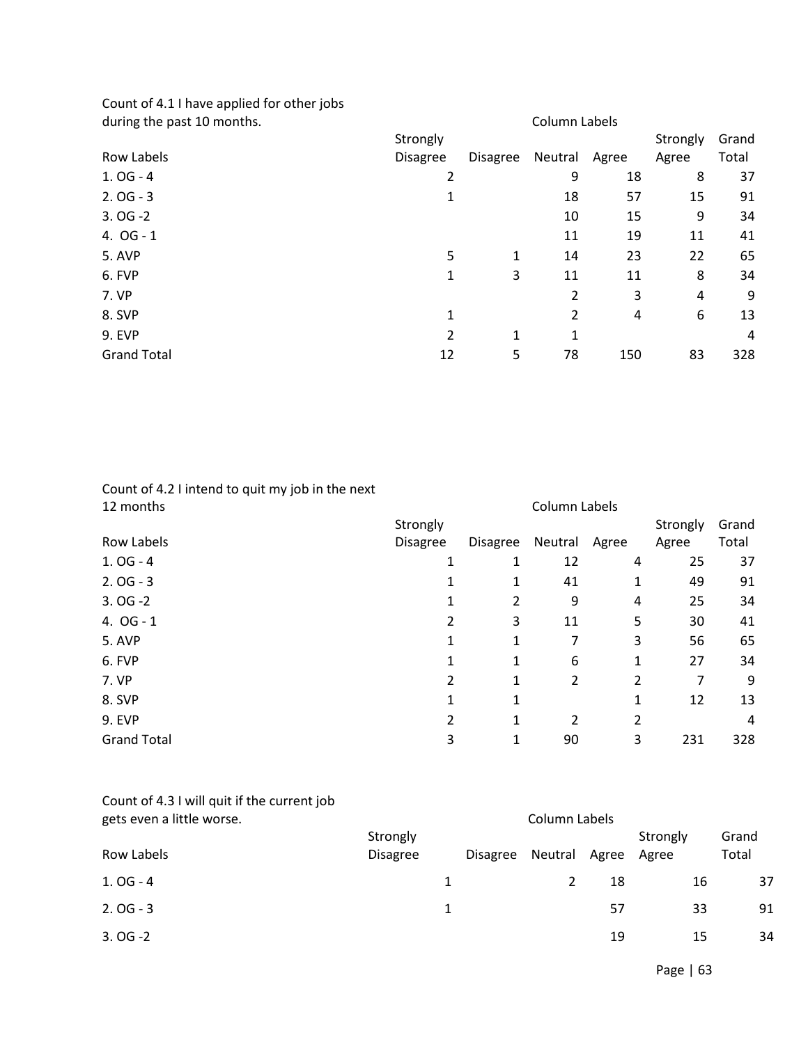Count of 4.1 I have applied for other jobs during the past 10 months.

| | Column Labels | | | | | |
|---|---|---|---|---|---|---|
| Row Labels | Strongly Disagree | Disagree | Neutral | Agree | Strongly Agree | Grand Total |
| 1. OG - 4 | 2 | | 9 | 18 | 8 | 37 |
| 2. OG - 3 | 1 | | 18 | 57 | 15 | 91 |
| 3. OG -2 | | | 10 | 15 | 9 | 34 |
| 4. OG - 1 | | | 11 | 19 | 11 | 41 |
| 5. AVP | 5 | 1 | 14 | 23 | 22 | 65 |
| 6. FVP | 1 | 3 | 11 | 11 | 8 | 34 |
| 7. VP | | | 2 | 3 | 4 | 9 |
| 8. SVP | 1 | | 2 | 4 | 6 | 13 |
| 9. EVP | 2 | 1 | 1 | | | 4 |
| Grand Total | 12 | 5 | 78 | 150 | 83 | 328 |

Count of 4.2 I intend to quit my job in the next 12 months

| | Column Labels | | | | | |
|---|---|---|---|---|---|---|
| Row Labels | Strongly Disagree | Disagree | Neutral | Agree | Strongly Agree | Grand Total |
| 1. OG - 4 | 1 | 1 | 12 | 4 | 25 | 37 |
| 2. OG - 3 | 1 | 1 | 41 | 1 | 49 | 91 |
| 3. OG -2 | 1 | 2 | 9 | 4 | 25 | 34 |
| 4. OG - 1 | 2 | 3 | 11 | 5 | 30 | 41 |
| 5. AVP | 1 | 1 | 7 | 3 | 56 | 65 |
| 6. FVP | 1 | 1 | 6 | 1 | 27 | 34 |
| 7. VP | 2 | 1 | 2 | 2 | 7 | 9 |
| 8. SVP | 1 | 1 | | 1 | 12 | 13 |
| 9. EVP | 2 | 1 | 2 | 2 | | 4 |
| Grand Total | 3 | 1 | 90 | 3 | 231 | 328 |

Count of 4.3 I will quit if the current job gets even a little worse.

| | Column Labels | | | | | |
|---|---|---|---|---|---|---|
| Row Labels | Strongly Disagree | Disagree | Neutral | Agree | Strongly Agree | Grand Total |
| 1. OG - 4 | 1 | | 2 | 18 | 16 | 37 |
| 2. OG - 3 | 1 | | | 57 | 33 | 91 |
| 3. OG -2 | | | | 19 | 15 | 34 |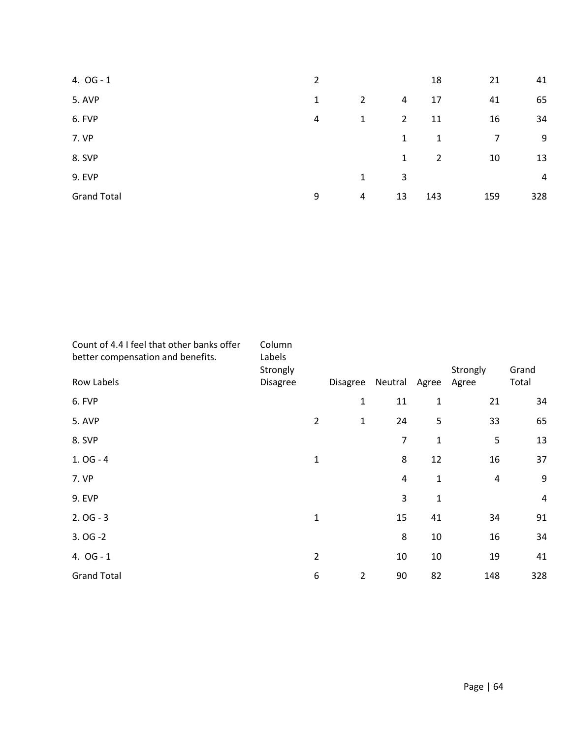| | | | | | | |
|---|---|---|---|---|---|---|
| 4. OG - 1 | 2 | | | 18 | 21 | 41 |
| 5. AVP | 1 | 2 | 4 | 17 | 41 | 65 |
| 6. FVP | 4 | 1 | 2 | 11 | 16 | 34 |
| 7. VP | | | 1 | 1 | 7 | 9 |
| 8. SVP | | | 1 | 2 | 10 | 13 |
| 9. EVP | | 1 | 3 | | | 4 |
| Grand Total | 9 | 4 | 13 | 143 | 159 | 328 |

| Count of 4.4 I feel that other banks offer better compensation and benefits. | Column Labels | | | | | |
|---|---|---|---|---|---|---|
| Row Labels | Strongly Disagree | Disagree | Neutral | Agree | Strongly Agree | Grand Total |
| 6. FVP | | 1 | 11 | 1 | 21 | 34 |
| 5. AVP | 2 | 1 | 24 | 5 | 33 | 65 |
| 8. SVP | | | 7 | 1 | 5 | 13 |
| 1. OG - 4 | 1 | | 8 | 12 | 16 | 37 |
| 7. VP | | | 4 | 1 | 4 | 9 |
| 9. EVP | | | 3 | 1 | | 4 |
| 2. OG - 3 | 1 | | 15 | 41 | 34 | 91 |
| 3. OG -2 | | | 8 | 10 | 16 | 34 |
| 4. OG - 1 | 2 | | 10 | 10 | 19 | 41 |
| Grand Total | 6 | 2 | 90 | 82 | 148 | 328 |